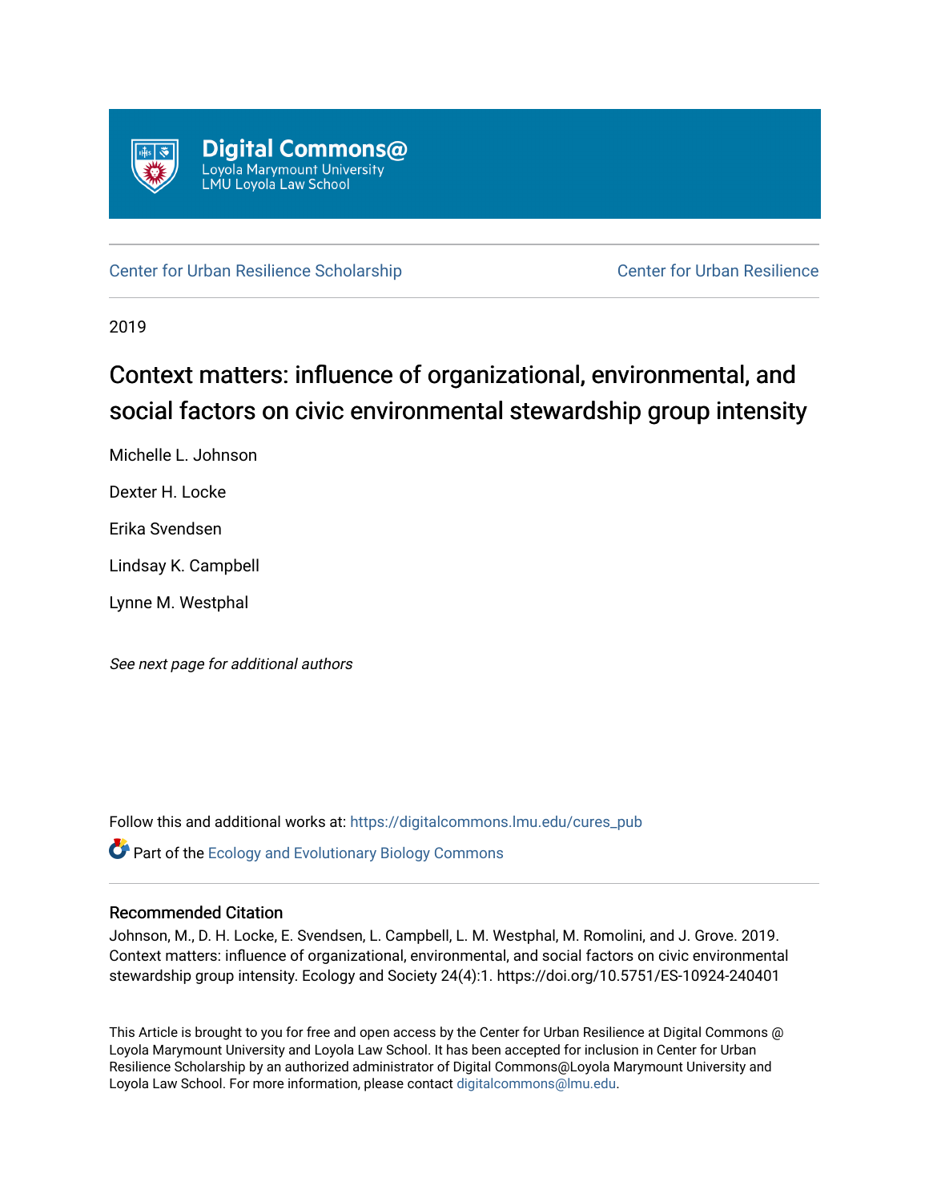Digital Commons@
Loyola Marymount University
LMU Loyola Law School

Center for Urban Resilience Scholarship | Center for Urban Resilience

2019

# Context matters: influence of organizational, environmental, and social factors on civic environmental stewardship group intensity

Michelle L. Johnson

Dexter H. Locke

Erika Svendsen

Lindsay K. Campbell

Lynne M. Westphal

*See next page for additional authors*

Follow this and additional works at: https://digitalcommons.lmu.edu/cures_pub

Part of the Ecology and Evolutionary Biology Commons

## Recommended Citation

Johnson, M., D. H. Locke, E. Svendsen, L. Campbell, L. M. Westphal, M. Romolini, and J. Grove. 2019. Context matters: influence of organizational, environmental, and social factors on civic environmental stewardship group intensity. Ecology and Society 24(4):1. https://doi.org/10.5751/ES-10924-240401

This Article is brought to you for free and open access by the Center for Urban Resilience at Digital Commons @ Loyola Marymount University and Loyola Law School. It has been accepted for inclusion in Center for Urban Resilience Scholarship by an authorized administrator of Digital Commons@Loyola Marymount University and Loyola Law School. For more information, please contact digitalcommons@lmu.edu.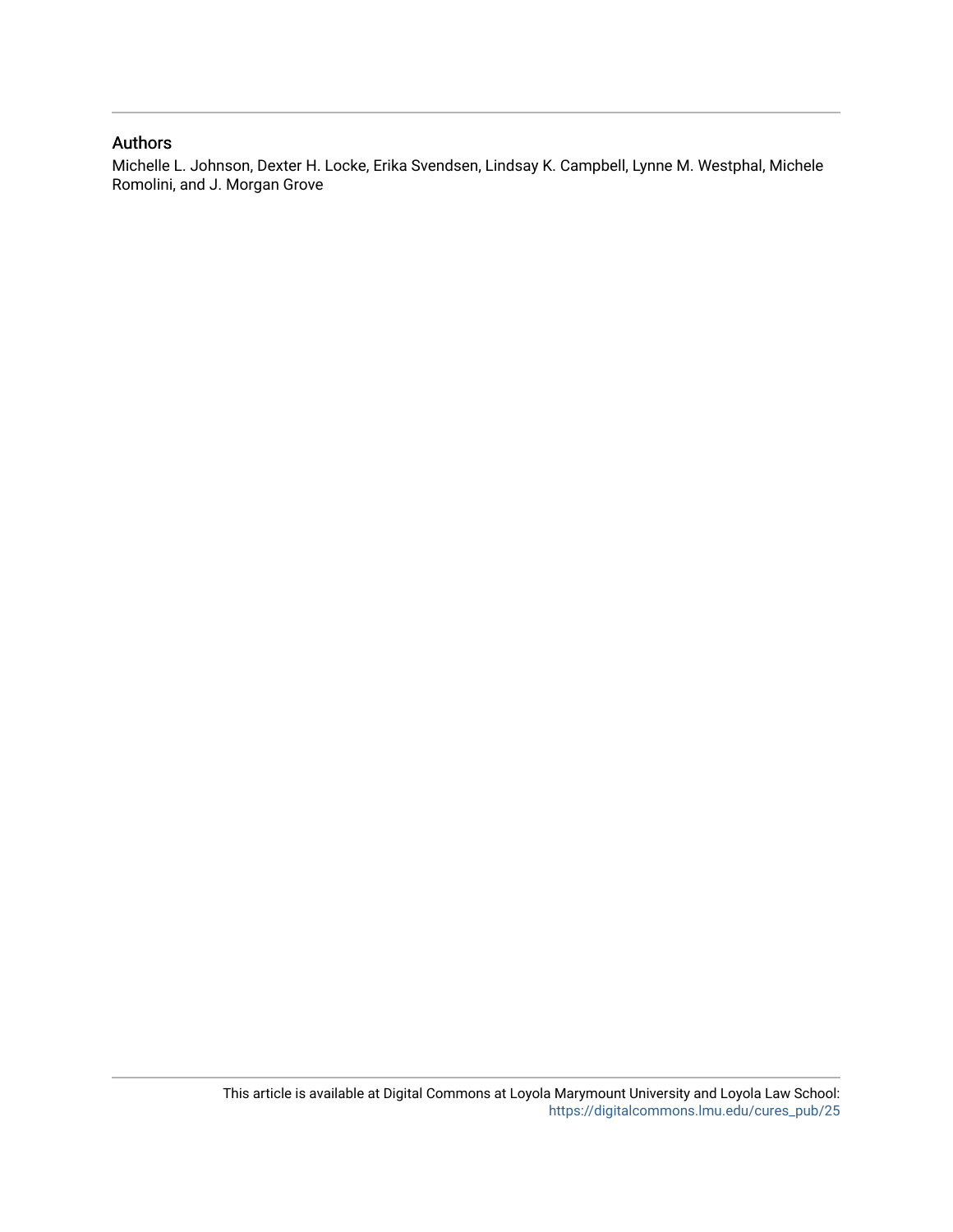## Authors

Michelle L. Johnson, Dexter H. Locke, Erika Svendsen, Lindsay K. Campbell, Lynne M. Westphal, Michele Romolini, and J. Morgan Grove

This article is available at Digital Commons at Loyola Marymount University and Loyola Law School: https://digitalcommons.lmu.edu/cures_pub/25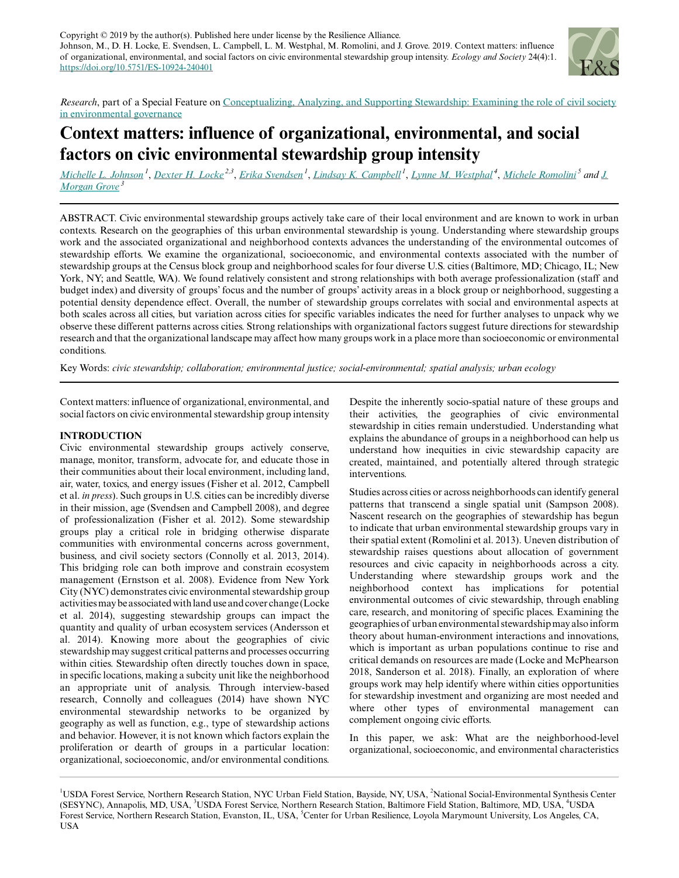Copyright © 2019 by the author(s). Published here under license by the Resilience Alliance.
Johnson, M., D. H. Locke, E. Svendsen, L. Campbell, L. M. Westphal, M. Romolini, and J. Grove. 2019. Context matters: influence of organizational, environmental, and social factors on civic environmental stewardship group intensity. *Ecology and Society* 24(4):1. https://doi.org/10.5751/ES-10924-240401

*Research*, part of a Special Feature on Conceptualizing, Analyzing, and Supporting Stewardship: Examining the role of civil society in environmental governance

# Context matters: influence of organizational, environmental, and social factors on civic environmental stewardship group intensity

*Michelle L. Johnson* [1], *Dexter H. Locke* [2,3], *Erika Svendsen* [1], *Lindsay K. Campbell* [1], *Lynne M. Westphal* [4], *Michele Romolini* [5] and *J. Morgan Grove* [3]

ABSTRACT. Civic environmental stewardship groups actively take care of their local environment and are known to work in urban contexts. Research on the geographies of this urban environmental stewardship is young. Understanding where stewardship groups work and the associated organizational and neighborhood contexts advances the understanding of the environmental outcomes of stewardship efforts. We examine the organizational, socioeconomic, and environmental contexts associated with the number of stewardship groups at the Census block group and neighborhood scales for four diverse U.S. cities (Baltimore, MD; Chicago, IL; New York, NY; and Seattle, WA). We found relatively consistent and strong relationships with both average professionalization (staff and budget index) and diversity of groups' focus and the number of groups' activity areas in a block group or neighborhood, suggesting a potential density dependence effect. Overall, the number of stewardship groups correlates with social and environmental aspects at both scales across all cities, but variation across cities for specific variables indicates the need for further analyses to unpack why we observe these different patterns across cities. Strong relationships with organizational factors suggest future directions for stewardship research and that the organizational landscape may affect how many groups work in a place more than socioeconomic or environmental conditions.

Key Words: *civic stewardship; collaboration; environmental justice; social-environmental; spatial analysis; urban ecology*

Context matters: influence of organizational, environmental, and social factors on civic environmental stewardship group intensity

## INTRODUCTION

Civic environmental stewardship groups actively conserve, manage, monitor, transform, advocate for, and educate those in their communities about their local environment, including land, air, water, toxics, and energy issues (Fisher et al. 2012, Campbell et al. *in press*). Such groups in U.S. cities can be incredibly diverse in their mission, age (Svendsen and Campbell 2008), and degree of professionalization (Fisher et al. 2012). Some stewardship groups play a critical role in bridging otherwise disparate communities with environmental concerns across government, business, and civil society sectors (Connolly et al. 2013, 2014). This bridging role can both improve and constrain ecosystem management (Ernstson et al. 2008). Evidence from New York City (NYC) demonstrates civic environmental stewardship group activities may be associated with land use and cover change (Locke et al. 2014), suggesting stewardship groups can impact the quantity and quality of urban ecosystem services (Andersson et al. 2014). Knowing more about the geographies of civic stewardship may suggest critical patterns and processes occurring within cities. Stewardship often directly touches down in space, in specific locations, making a subcity unit like the neighborhood an appropriate unit of analysis. Through interview-based research, Connolly and colleagues (2014) have shown NYC environmental stewardship networks to be organized by geography as well as function, e.g., type of stewardship actions and behavior. However, it is not known which factors explain the proliferation or dearth of groups in a particular location: organizational, socioeconomic, and/or environmental conditions. Despite the inherently socio-spatial nature of these groups and their activities, the geographies of civic environmental stewardship in cities remain understudied. Understanding what explains the abundance of groups in a neighborhood can help us understand how inequities in civic stewardship capacity are created, maintained, and potentially altered through strategic interventions.

Studies across cities or across neighborhoods can identify general patterns that transcend a single spatial unit (Sampson 2008). Nascent research on the geographies of stewardship has begun to indicate that urban environmental stewardship groups vary in their spatial extent (Romolini et al. 2013). Uneven distribution of stewardship raises questions about allocation of government resources and civic capacity in neighborhoods across a city. Understanding where stewardship groups work and the neighborhood context has implications for potential environmental outcomes of civic stewardship, through enabling care, research, and monitoring of specific places. Examining the geographies of urban environmental stewardship may also inform theory about human-environment interactions and innovations, which is important as urban populations continue to rise and critical demands on resources are made (Locke and McPhearson 2018, Sanderson et al. 2018). Finally, an exploration of where groups work may help identify where within cities opportunities for stewardship investment and organizing are most needed and where other types of environmental management can complement ongoing civic efforts.

In this paper, we ask: What are the neighborhood-level organizational, socioeconomic, and environmental characteristics

[1] USDA Forest Service, Northern Research Station, NYC Urban Field Station, Bayside, NY, USA, [2] National Social-Environmental Synthesis Center (SESYNC), Annapolis, MD, USA, [3] USDA Forest Service, Northern Research Station, Baltimore Field Station, Baltimore, MD, USA, [4] USDA Forest Service, Northern Research Station, Evanston, IL, USA, [5] Center for Urban Resilience, Loyola Marymount University, Los Angeles, CA, USA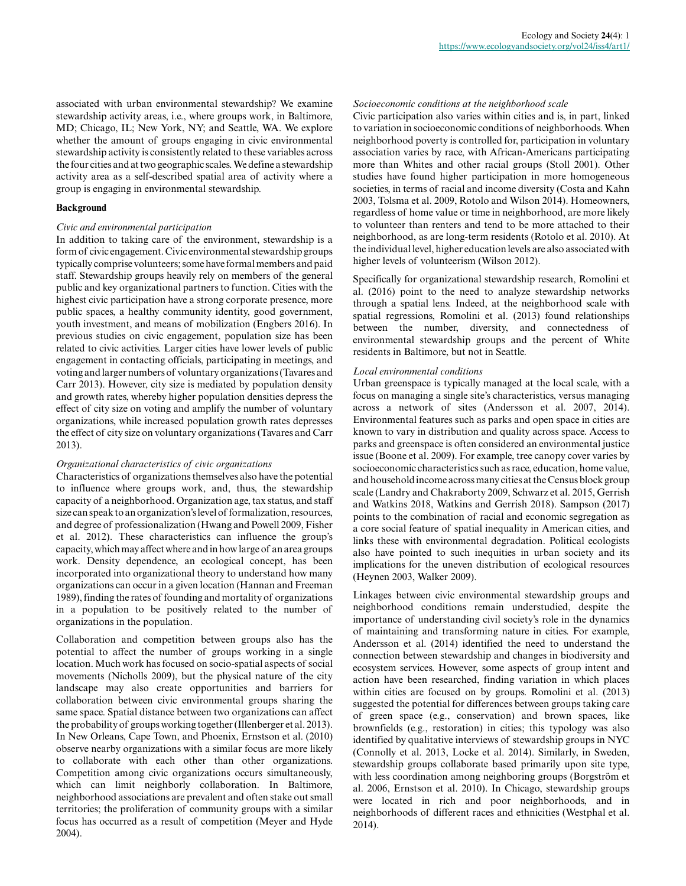associated with urban environmental stewardship? We examine stewardship activity areas, i.e., where groups work, in Baltimore, MD; Chicago, IL; New York, NY; and Seattle, WA. We explore whether the amount of groups engaging in civic environmental stewardship activity is consistently related to these variables across the four cities and at two geographic scales. We define a stewardship activity area as a self-described spatial area of activity where a group is engaging in environmental stewardship.

## Background

### *Civic and environmental participation*

In addition to taking care of the environment, stewardship is a form of civic engagement. Civic environmental stewardship groups typically comprise volunteers; some have formal members and paid staff. Stewardship groups heavily rely on members of the general public and key organizational partners to function. Cities with the highest civic participation have a strong corporate presence, more public spaces, a healthy community identity, good government, youth investment, and means of mobilization (Engbers 2016). In previous studies on civic engagement, population size has been related to civic activities. Larger cities have lower levels of public engagement in contacting officials, participating in meetings, and voting and larger numbers of voluntary organizations (Tavares and Carr 2013). However, city size is mediated by population density and growth rates, whereby higher population densities depress the effect of city size on voting and amplify the number of voluntary organizations, while increased population growth rates depresses the effect of city size on voluntary organizations (Tavares and Carr 2013).

### *Organizational characteristics of civic organizations*

Characteristics of organizations themselves also have the potential to influence where groups work, and, thus, the stewardship capacity of a neighborhood. Organization age, tax status, and staff size can speak to an organization's level of formalization, resources, and degree of professionalization (Hwang and Powell 2009, Fisher et al. 2012). These characteristics can influence the group's capacity, which may affect where and in how large of an area groups work. Density dependence, an ecological concept, has been incorporated into organizational theory to understand how many organizations can occur in a given location (Hannan and Freeman 1989), finding the rates of founding and mortality of organizations in a population to be positively related to the number of organizations in the population.

Collaboration and competition between groups also has the potential to affect the number of groups working in a single location. Much work has focused on socio-spatial aspects of social movements (Nicholls 2009), but the physical nature of the city landscape may also create opportunities and barriers for collaboration between civic environmental groups sharing the same space. Spatial distance between two organizations can affect the probability of groups working together (Illenberger et al. 2013). In New Orleans, Cape Town, and Phoenix, Ernstson et al. (2010) observe nearby organizations with a similar focus are more likely to collaborate with each other than other organizations. Competition among civic organizations occurs simultaneously, which can limit neighborly collaboration. In Baltimore, neighborhood associations are prevalent and often stake out small territories; the proliferation of community groups with a similar focus has occurred as a result of competition (Meyer and Hyde 2004).

### *Socioeconomic conditions at the neighborhood scale*

Civic participation also varies within cities and is, in part, linked to variation in socioeconomic conditions of neighborhoods. When neighborhood poverty is controlled for, participation in voluntary association varies by race, with African-Americans participating more than Whites and other racial groups (Stoll 2001). Other studies have found higher participation in more homogeneous societies, in terms of racial and income diversity (Costa and Kahn 2003, Tolsma et al. 2009, Rotolo and Wilson 2014). Homeowners, regardless of home value or time in neighborhood, are more likely to volunteer than renters and tend to be more attached to their neighborhood, as are long-term residents (Rotolo et al. 2010). At the individual level, higher education levels are also associated with higher levels of volunteerism (Wilson 2012).

Specifically for organizational stewardship research, Romolini et al. (2016) point to the need to analyze stewardship networks through a spatial lens. Indeed, at the neighborhood scale with spatial regressions, Romolini et al. (2013) found relationships between the number, diversity, and connectedness of environmental stewardship groups and the percent of White residents in Baltimore, but not in Seattle.

### *Local environmental conditions*

Urban greenspace is typically managed at the local scale, with a focus on managing a single site's characteristics, versus managing across a network of sites (Andersson et al. 2007, 2014). Environmental features such as parks and open space in cities are known to vary in distribution and quality across space. Access to parks and greenspace is often considered an environmental justice issue (Boone et al. 2009). For example, tree canopy cover varies by socioeconomic characteristics such as race, education, home value, and household income across many cities at the Census block group scale (Landry and Chakraborty 2009, Schwarz et al. 2015, Gerrish and Watkins 2018, Watkins and Gerrish 2018). Sampson (2017) points to the combination of racial and economic segregation as a core social feature of spatial inequality in American cities, and links these with environmental degradation. Political ecologists also have pointed to such inequities in urban society and its implications for the uneven distribution of ecological resources (Heynen 2003, Walker 2009).

Linkages between civic environmental stewardship groups and neighborhood conditions remain understudied, despite the importance of understanding civil society's role in the dynamics of maintaining and transforming nature in cities. For example, Andersson et al. (2014) identified the need to understand the connection between stewardship and changes in biodiversity and ecosystem services. However, some aspects of group intent and action have been researched, finding variation in which places within cities are focused on by groups. Romolini et al. (2013) suggested the potential for differences between groups taking care of green space (e.g., conservation) and brown spaces, like brownfields (e.g., restoration) in cities; this typology was also identified by qualitative interviews of stewardship groups in NYC (Connolly et al. 2013, Locke et al. 2014). Similarly, in Sweden, stewardship groups collaborate based primarily upon site type, with less coordination among neighboring groups (Borgström et al. 2006, Ernstson et al. 2010). In Chicago, stewardship groups were located in rich and poor neighborhoods, and in neighborhoods of different races and ethnicities (Westphal et al. 2014).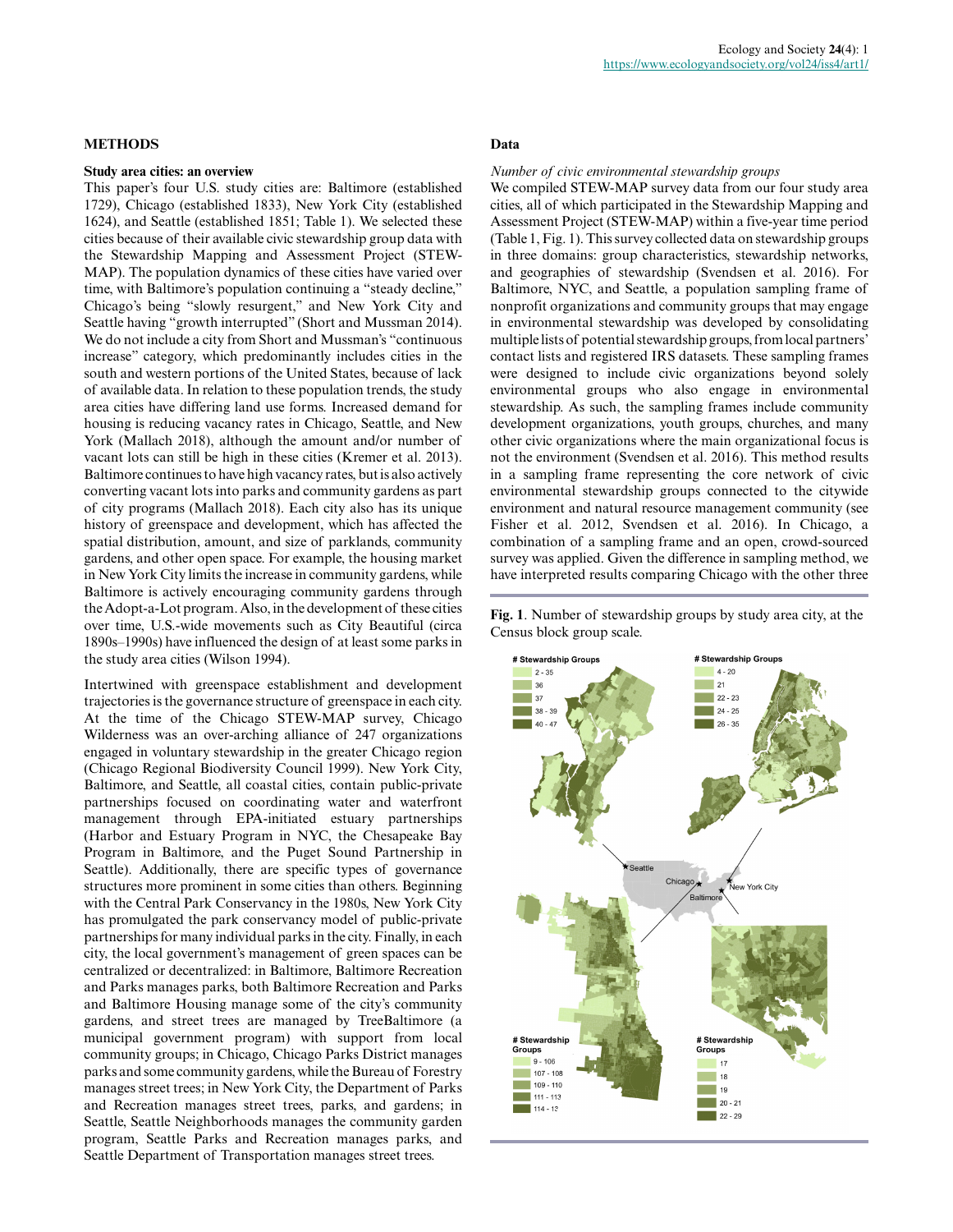## METHODS

### Study area cities: an overview

This paper's four U.S. study cities are: Baltimore (established 1729), Chicago (established 1833), New York City (established 1624), and Seattle (established 1851; Table 1). We selected these cities because of their available civic stewardship group data with the Stewardship Mapping and Assessment Project (STEW-MAP). The population dynamics of these cities have varied over time, with Baltimore's population continuing a "steady decline," Chicago's being "slowly resurgent," and New York City and Seattle having "growth interrupted" (Short and Mussman 2014). We do not include a city from Short and Mussman's "continuous increase" category, which predominantly includes cities in the south and western portions of the United States, because of lack of available data. In relation to these population trends, the study area cities have differing land use forms. Increased demand for housing is reducing vacancy rates in Chicago, Seattle, and New York (Mallach 2018), although the amount and/or number of vacant lots can still be high in these cities (Kremer et al. 2013). Baltimore continues to have high vacancy rates, but is also actively converting vacant lots into parks and community gardens as part of city programs (Mallach 2018). Each city also has its unique history of greenspace and development, which has affected the spatial distribution, amount, and size of parklands, community gardens, and other open space. For example, the housing market in New York City limits the increase in community gardens, while Baltimore is actively encouraging community gardens through the Adopt-a-Lot program. Also, in the development of these cities over time, U.S.-wide movements such as City Beautiful (circa 1890s–1990s) have influenced the design of at least some parks in the study area cities (Wilson 1994).

Intertwined with greenspace establishment and development trajectories is the governance structure of greenspace in each city. At the time of the Chicago STEW-MAP survey, Chicago Wilderness was an over-arching alliance of 247 organizations engaged in voluntary stewardship in the greater Chicago region (Chicago Regional Biodiversity Council 1999). New York City, Baltimore, and Seattle, all coastal cities, contain public-private partnerships focused on coordinating water and waterfront management through EPA-initiated estuary partnerships (Harbor and Estuary Program in NYC, the Chesapeake Bay Program in Baltimore, and the Puget Sound Partnership in Seattle). Additionally, there are specific types of governance structures more prominent in some cities than others. Beginning with the Central Park Conservancy in the 1980s, New York City has promulgated the park conservancy model of public-private partnerships for many individual parks in the city. Finally, in each city, the local government's management of green spaces can be centralized or decentralized: in Baltimore, Baltimore Recreation and Parks manages parks, both Baltimore Recreation and Parks and Baltimore Housing manage some of the city's community gardens, and street trees are managed by TreeBaltimore (a municipal government program) with support from local community groups; in Chicago, Chicago Parks District manages parks and some community gardens, while the Bureau of Forestry manages street trees; in New York City, the Department of Parks and Recreation manages street trees, parks, and gardens; in Seattle, Seattle Neighborhoods manages the community garden program, Seattle Parks and Recreation manages parks, and Seattle Department of Transportation manages street trees.

### Data

*Number of civic environmental stewardship groups*

We compiled STEW-MAP survey data from our four study area cities, all of which participated in the Stewardship Mapping and Assessment Project (STEW-MAP) within a five-year time period (Table 1, Fig. 1). This survey collected data on stewardship groups in three domains: group characteristics, stewardship networks, and geographies of stewardship (Svendsen et al. 2016). For Baltimore, NYC, and Seattle, a population sampling frame of nonprofit organizations and community groups that may engage in environmental stewardship was developed by consolidating multiple lists of potential stewardship groups, from local partners' contact lists and registered IRS datasets. These sampling frames were designed to include civic organizations beyond solely environmental groups who also engage in environmental stewardship. As such, the sampling frames include community development organizations, youth groups, churches, and many other civic organizations where the main organizational focus is not the environment (Svendsen et al. 2016). This method results in a sampling frame representing the core network of civic environmental stewardship groups connected to the citywide environment and natural resource management community (see Fisher et al. 2012, Svendsen et al. 2016). In Chicago, a combination of a sampling frame and an open, crowd-sourced survey was applied. Given the difference in sampling method, we have interpreted results comparing Chicago with the other three

**Fig. 1**. Number of stewardship groups by study area city, at the Census block group scale.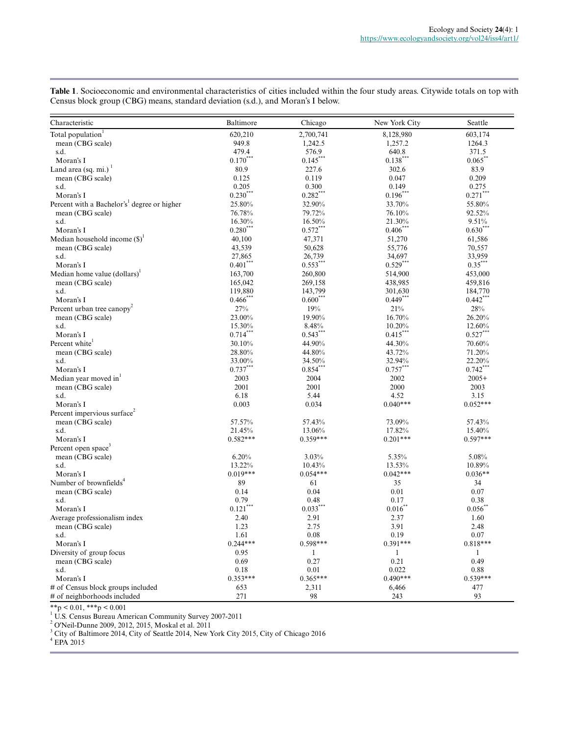**Table 1**. Socioeconomic and environmental characteristics of cities included within the four study areas. Citywide totals on top with Census block group (CBG) means, standard deviation (s.d.), and Moran's I below.

| Characteristic | Baltimore | Chicago | New York City | Seattle |
|---|---|---|---|---|
| Total population[1] | 620,210 | 2,700,741 | 8,128,980 | 603,174 |
| mean (CBG scale) | 949.8 | 1,242.5 | 1,257.2 | 1264.3 |
| s.d. | 479.4 | 576.9 | 640.8 | 371.5 |
| Moran's I | 0.170*** | 0.145*** | 0.138*** | 0.065** |
| Land area (sq. mi.)[1] | 80.9 | 227.6 | 302.6 | 83.9 |
| mean (CBG scale) | 0.125 | 0.119 | 0.047 | 0.209 |
| s.d. | 0.205 | 0.300 | 0.149 | 0.275 |
| Moran's I | 0.230*** | 0.282*** | 0.196*** | 0.271*** |
| Percent with a Bachelor's[1] degree or higher | 25.80% | 32.90% | 33.70% | 55.80% |
| mean (CBG scale) | 76.78% | 79.72% | 76.10% | 92.52% |
| s.d. | 16.30% | 16.50% | 21.30% | 9.51% |
| Moran's I | 0.280*** | 0.572*** | 0.406*** | 0.630*** |
| Median household income ($)[1] | 40,100 | 47,371 | 51,270 | 61,586 |
| mean (CBG scale) | 43,539 | 50,628 | 55,776 | 70,557 |
| s.d. | 27,865 | 26,739 | 34,697 | 33,959 |
| Moran's I | 0.401*** | 0.553*** | 0.529*** | 0.35*** |
| Median home value (dollars)[1] | 163,700 | 260,800 | 514,900 | 453,000 |
| mean (CBG scale) | 165,042 | 269,158 | 438,985 | 459,816 |
| s.d. | 119,880 | 143,799 | 301,630 | 184,770 |
| Moran's I | 0.466*** | 0.600*** | 0.449*** | 0.442*** |
| Percent urban tree canopy[2] | 27% | 19% | 21% | 28% |
| mean (CBG scale) | 23.00% | 19.90% | 16.70% | 26.20% |
| s.d. | 15.30% | 8.48% | 10.20% | 12.60% |
| Moran's I | 0.714*** | 0.543*** | 0.415*** | 0.527*** |
| Percent white[1] | 30.10% | 44.90% | 44.30% | 70.60% |
| mean (CBG scale) | 28.80% | 44.80% | 43.72% | 71.20% |
| s.d. | 33.00% | 34.50% | 32.94% | 22.20% |
| Moran's I | 0.737*** | 0.854*** | 0.757*** | 0.742*** |
| Median year moved in[1] | 2003 | 2004 | 2002 | 2005+ |
| mean (CBG scale) | 2001 | 2001 | 2000 | 2003 |
| s.d. | 6.18 | 5.44 | 4.52 | 3.15 |
| Moran's I | 0.003 | 0.034 | 0.040*** | 0.052*** |
| Percent impervious surface[2] | | | | |
| mean (CBG scale) | 57.57% | 57.43% | 73.09% | 57.43% |
| s.d. | 21.45% | 13.06% | 17.82% | 15.40% |
| Moran's I | 0.582*** | 0.359*** | 0.201*** | 0.597*** |
| Percent open space[3] | | | | |
| mean (CBG scale) | 6.20% | 3.03% | 5.35% | 5.08% |
| s.d. | 13.22% | 10.43% | 13.53% | 10.89% |
| Moran's I | 0.019*** | 0.054*** | 0.042*** | 0.036** |
| Number of brownfields[4] | 89 | 61 | 35 | 34 |
| mean (CBG scale) | 0.14 | 0.04 | 0.01 | 0.07 |
| s.d. | 0.79 | 0.48 | 0.17 | 0.38 |
| Moran's I | 0.121*** | 0.033*** | 0.016** | 0.056** |
| Average professionalism index | 2.40 | 2.91 | 2.37 | 1.60 |
| mean (CBG scale) | 1.23 | 2.75 | 3.91 | 2.48 |
| s.d. | 1.61 | 0.08 | 0.19 | 0.07 |
| Moran's I | 0.244*** | 0.598*** | 0.391*** | 0.818*** |
| Diversity of group focus | 0.95 | 1 | 1 | 1 |
| mean (CBG scale) | 0.69 | 0.27 | 0.21 | 0.49 |
| s.d. | 0.18 | 0.01 | 0.022 | 0.88 |
| Moran's I | 0.353*** | 0.365*** | 0.490*** | 0.539*** |
| # of Census block groups included | 653 | 2,311 | 6,466 | 477 |
| # of neighborhoods included | 271 | 98 | 243 | 93 |

**$p < 0.01$, ***$p < 0.001$

[1] U.S. Census Bureau American Community Survey 2007-2011

[2] O'Neil-Dunne 2009, 2012, 2015, Moskal et al. 2011

[3] City of Baltimore 2014, City of Seattle 2014, New York City 2015, City of Chicago 2016

[4] EPA 2015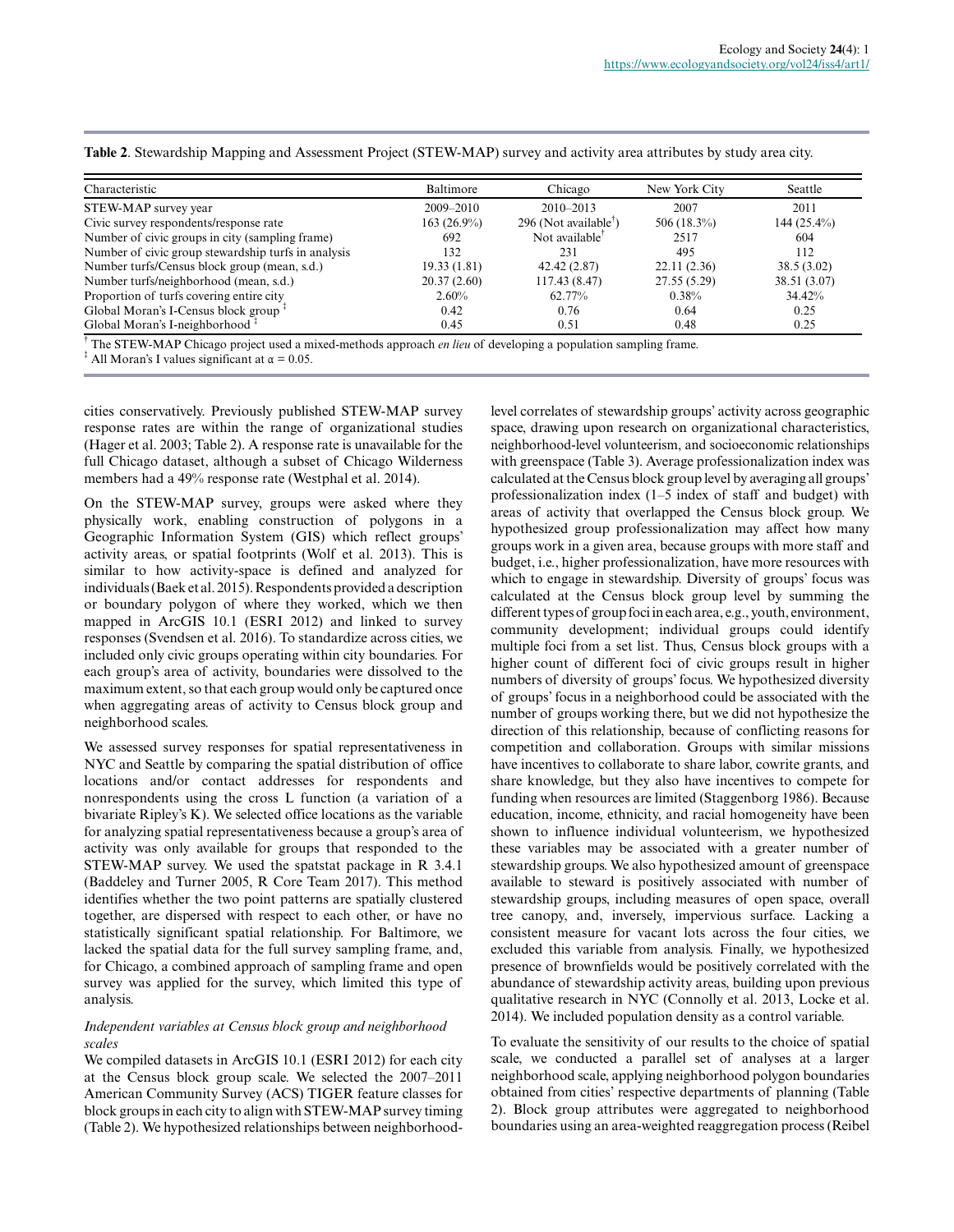**Table 2**. Stewardship Mapping and Assessment Project (STEW-MAP) survey and activity area attributes by study area city.

| Characteristic | Baltimore | Chicago | New York City | Seattle |
|---|---|---|---|---|
| STEW-MAP survey year | 2009–2010 | 2010–2013 | 2007 | 2011 |
| Civic survey respondents/response rate | 163 (26.9%) | 296 (Not available[†]) | 506 (18.3%) | 144 (25.4%) |
| Number of civic groups in city (sampling frame) | 692 | Not available[†] | 2517 | 604 |
| Number of civic group stewardship turfs in analysis | 132 | 231 | 495 | 112 |
| Number turfs/Census block group (mean, s.d.) | 19.33 (1.81) | 42.42 (2.87) | 22.11 (2.36) | 38.5 (3.02) |
| Number turfs/neighborhood (mean, s.d.) | 20.37 (2.60) | 117.43 (8.47) | 27.55 (5.29) | 38.51 (3.07) |
| Proportion of turfs covering entire city | 2.60% | 62.77% | 0.38% | 34.42% |
| Global Moran's I-Census block group [‡] | 0.42 | 0.76 | 0.64 | 0.25 |
| Global Moran's I-neighborhood [‡] | 0.45 | 0.51 | 0.48 | 0.25 |

[†] The STEW-MAP Chicago project used a mixed-methods approach *en lieu* of developing a population sampling frame.
[‡] All Moran's I values significant at $\alpha = 0.05$.

cities conservatively. Previously published STEW-MAP survey response rates are within the range of organizational studies (Hager et al. 2003; Table 2). A response rate is unavailable for the full Chicago dataset, although a subset of Chicago Wilderness members had a 49% response rate (Westphal et al. 2014).

On the STEW-MAP survey, groups were asked where they physically work, enabling construction of polygons in a Geographic Information System (GIS) which reflect groups' activity areas, or spatial footprints (Wolf et al. 2013). This is similar to how activity-space is defined and analyzed for individuals (Baek et al. 2015). Respondents provided a description or boundary polygon of where they worked, which we then mapped in ArcGIS 10.1 (ESRI 2012) and linked to survey responses (Svendsen et al. 2016). To standardize across cities, we included only civic groups operating within city boundaries. For each group's area of activity, boundaries were dissolved to the maximum extent, so that each group would only be captured once when aggregating areas of activity to Census block group and neighborhood scales.

We assessed survey responses for spatial representativeness in NYC and Seattle by comparing the spatial distribution of office locations and/or contact addresses for respondents and nonrespondents using the cross L function (a variation of a bivariate Ripley's K). We selected office locations as the variable for analyzing spatial representativeness because a group's area of activity was only available for groups that responded to the STEW-MAP survey. We used the spatstat package in R 3.4.1 (Baddeley and Turner 2005, R Core Team 2017). This method identifies whether the two point patterns are spatially clustered together, are dispersed with respect to each other, or have no statistically significant spatial relationship. For Baltimore, we lacked the spatial data for the full survey sampling frame, and, for Chicago, a combined approach of sampling frame and open survey was applied for the survey, which limited this type of analysis.

### *Independent variables at Census block group and neighborhood scales*

We compiled datasets in ArcGIS 10.1 (ESRI 2012) for each city at the Census block group scale. We selected the 2007–2011 American Community Survey (ACS) TIGER feature classes for block groups in each city to align with STEW-MAP survey timing (Table 2). We hypothesized relationships between neighborhood-level correlates of stewardship groups' activity across geographic space, drawing upon research on organizational characteristics, neighborhood-level volunteerism, and socioeconomic relationships with greenspace (Table 3). Average professionalization index was calculated at the Census block group level by averaging all groups' professionalization index (1–5 index of staff and budget) with areas of activity that overlapped the Census block group. We hypothesized group professionalization may affect how many groups work in a given area, because groups with more staff and budget, i.e., higher professionalization, have more resources with which to engage in stewardship. Diversity of groups' focus was calculated at the Census block group level by summing the different types of group foci in each area, e.g., youth, environment, community development; individual groups could identify multiple foci from a set list. Thus, Census block groups with a higher count of different foci of civic groups result in higher numbers of diversity of groups' focus. We hypothesized diversity of groups' focus in a neighborhood could be associated with the number of groups working there, but we did not hypothesize the direction of this relationship, because of conflicting reasons for competition and collaboration. Groups with similar missions have incentives to collaborate to share labor, cowrite grants, and share knowledge, but they also have incentives to compete for funding when resources are limited (Staggenborg 1986). Because education, income, ethnicity, and racial homogeneity have been shown to influence individual volunteerism, we hypothesized these variables may be associated with a greater number of stewardship groups. We also hypothesized amount of greenspace available to steward is positively associated with number of stewardship groups, including measures of open space, overall tree canopy, and, inversely, impervious surface. Lacking a consistent measure for vacant lots across the four cities, we excluded this variable from analysis. Finally, we hypothesized presence of brownfields would be positively correlated with the abundance of stewardship activity areas, building upon previous qualitative research in NYC (Connolly et al. 2013, Locke et al. 2014). We included population density as a control variable.

To evaluate the sensitivity of our results to the choice of spatial scale, we conducted a parallel set of analyses at a larger neighborhood scale, applying neighborhood polygon boundaries obtained from cities' respective departments of planning (Table 2). Block group attributes were aggregated to neighborhood boundaries using an area-weighted reaggregation process (Reibel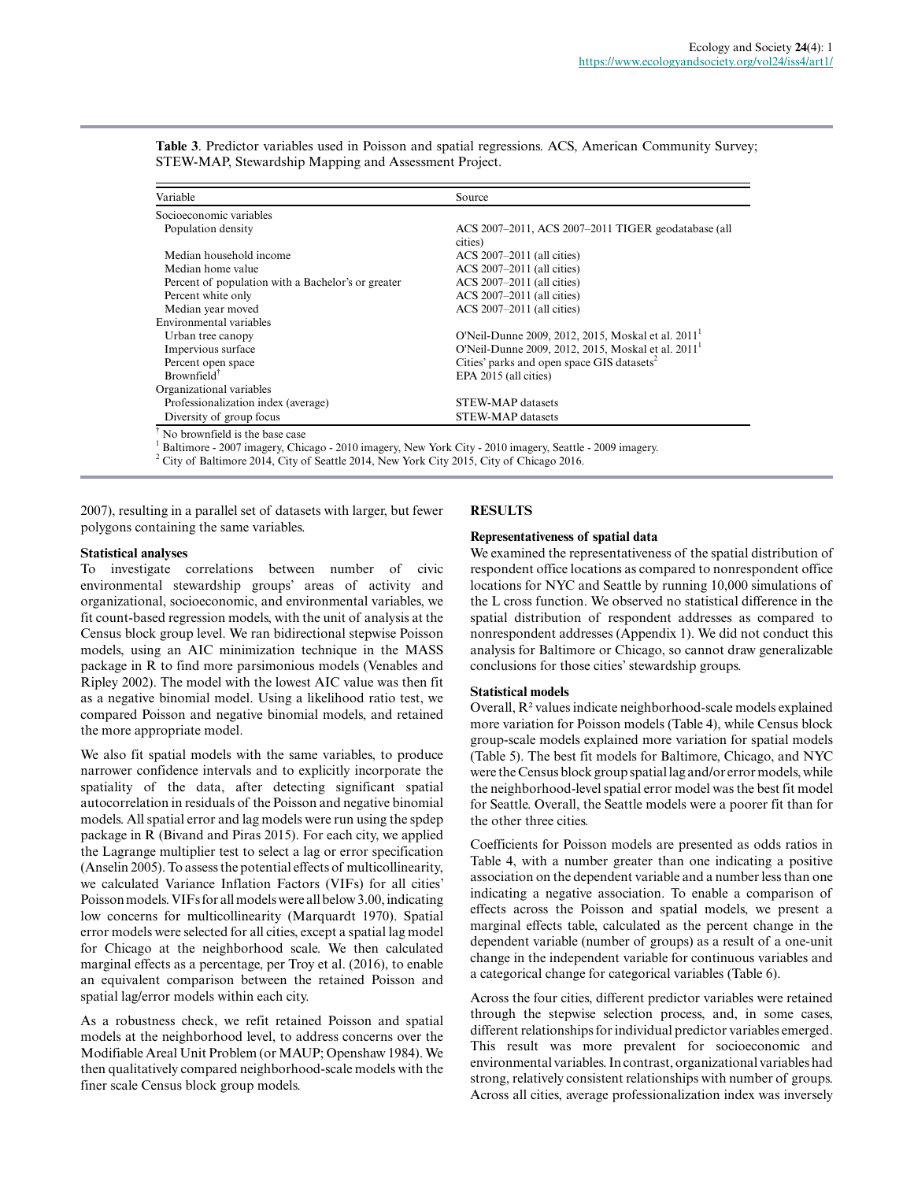**Table 3**. Predictor variables used in Poisson and spatial regressions. ACS, American Community Survey; STEW-MAP, Stewardship Mapping and Assessment Project.

| Variable | Source |
|---|---|
| Socioeconomic variables | |
| Population density | ACS 2007–2011, ACS 2007–2011 TIGER geodatabase (all cities) |
| Median household income | ACS 2007–2011 (all cities) |
| Median home value | ACS 2007–2011 (all cities) |
| Percent of population with a Bachelor's or greater | ACS 2007–2011 (all cities) |
| Percent white only | ACS 2007–2011 (all cities) |
| Median year moved | ACS 2007–2011 (all cities) |
| Environmental variables | |
| Urban tree canopy | O'Neil-Dunne 2009, 2012, 2015, Moskal et al. 2011[1] |
| Impervious surface | O'Neil-Dunne 2009, 2012, 2015, Moskal et al. 2011[1] |
| Percent open space | Cities' parks and open space GIS datasets[2] |
| Brownfield[†] | EPA 2015 (all cities) |
| Organizational variables | |
| Professionalization index (average) | STEW-MAP datasets |
| Diversity of group focus | STEW-MAP datasets |

[†] No brownfield is the base case
[1] Baltimore - 2007 imagery, Chicago - 2010 imagery, New York City - 2010 imagery, Seattle - 2009 imagery.
[2] City of Baltimore 2014, City of Seattle 2014, New York City 2015, City of Chicago 2016.

2007), resulting in a parallel set of datasets with larger, but fewer polygons containing the same variables.

### Statistical analyses

To investigate correlations between number of civic environmental stewardship groups' areas of activity and organizational, socioeconomic, and environmental variables, we fit count-based regression models, with the unit of analysis at the Census block group level. We ran bidirectional stepwise Poisson models, using an AIC minimization technique in the MASS package in R to find more parsimonious models (Venables and Ripley 2002). The model with the lowest AIC value was then fit as a negative binomial model. Using a likelihood ratio test, we compared Poisson and negative binomial models, and retained the more appropriate model.

We also fit spatial models with the same variables, to produce narrower confidence intervals and to explicitly incorporate the spatiality of the data, after detecting significant spatial autocorrelation in residuals of the Poisson and negative binomial models. All spatial error and lag models were run using the spdep package in R (Bivand and Piras 2015). For each city, we applied the Lagrange multiplier test to select a lag or error specification (Anselin 2005). To assess the potential effects of multicollinearity, we calculated Variance Inflation Factors (VIFs) for all cities' Poisson models. VIFs for all models were all below 3.00, indicating low concerns for multicollinearity (Marquardt 1970). Spatial error models were selected for all cities, except a spatial lag model for Chicago at the neighborhood scale. We then calculated marginal effects as a percentage, per Troy et al. (2016), to enable an equivalent comparison between the retained Poisson and spatial lag/error models within each city.

As a robustness check, we refit retained Poisson and spatial models at the neighborhood level, to address concerns over the Modifiable Areal Unit Problem (or MAUP; Openshaw 1984). We then qualitatively compared neighborhood-scale models with the finer scale Census block group models.

## RESULTS

### Representativeness of spatial data

We examined the representativeness of the spatial distribution of respondent office locations as compared to nonrespondent office locations for NYC and Seattle by running 10,000 simulations of the L cross function. We observed no statistical difference in the spatial distribution of respondent addresses as compared to nonrespondent addresses (Appendix 1). We did not conduct this analysis for Baltimore or Chicago, so cannot draw generalizable conclusions for those cities' stewardship groups.

### Statistical models

Overall, $R^2$ values indicate neighborhood-scale models explained more variation for Poisson models (Table 4), while Census block group-scale models explained more variation for spatial models (Table 5). The best fit models for Baltimore, Chicago, and NYC were the Census block group spatial lag and/or error models, while the neighborhood-level spatial error model was the best fit model for Seattle. Overall, the Seattle models were a poorer fit than for the other three cities.

Coefficients for Poisson models are presented as odds ratios in Table 4, with a number greater than one indicating a positive association on the dependent variable and a number less than one indicating a negative association. To enable a comparison of effects across the Poisson and spatial models, we present a marginal effects table, calculated as the percent change in the dependent variable (number of groups) as a result of a one-unit change in the independent variable for continuous variables and a categorical change for categorical variables (Table 6).

Across the four cities, different predictor variables were retained through the stepwise selection process, and, in some cases, different relationships for individual predictor variables emerged. This result was more prevalent for socioeconomic and environmental variables. In contrast, organizational variables had strong, relatively consistent relationships with number of groups. Across all cities, average professionalization index was inversely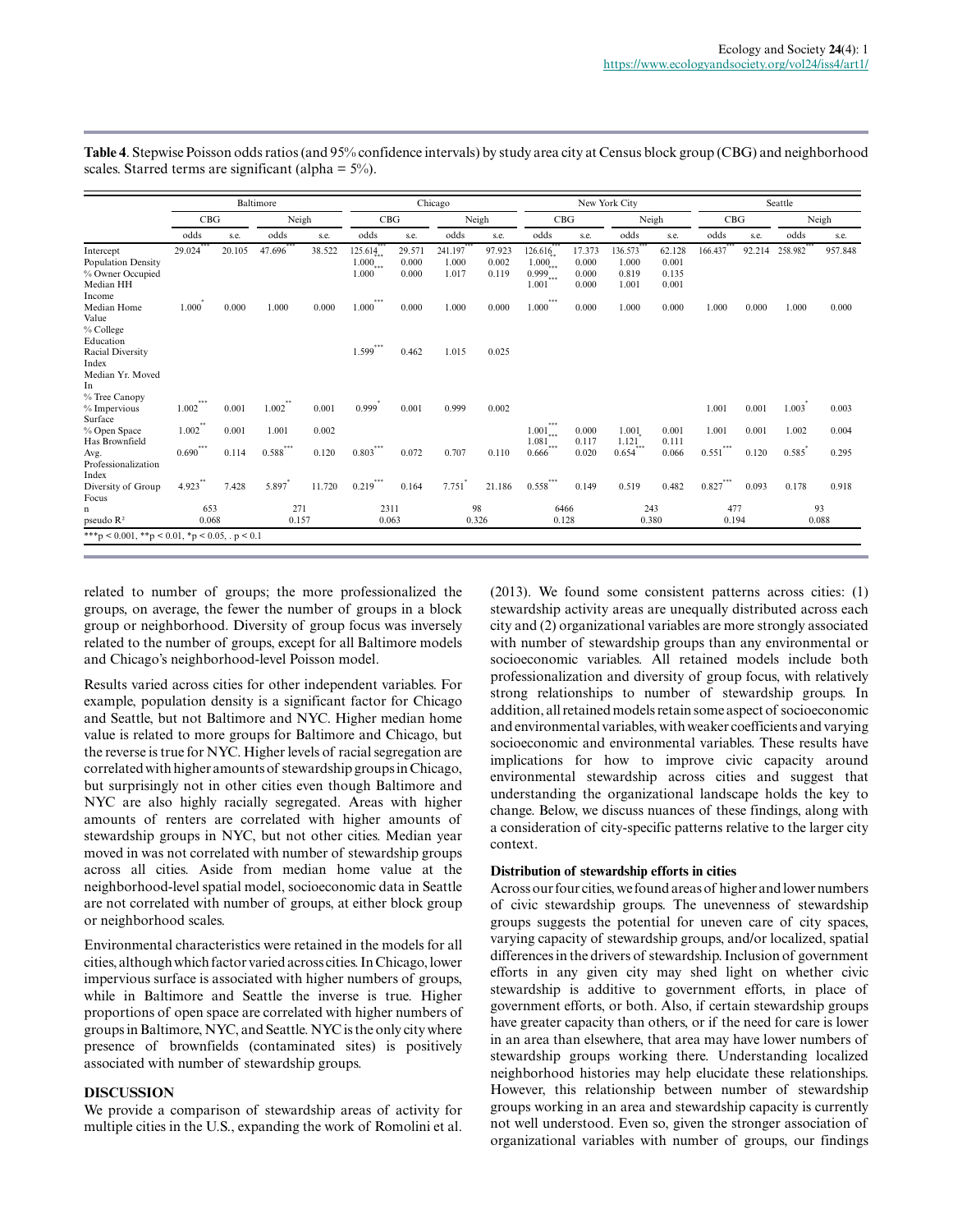**Table 4**. Stepwise Poisson odds ratios (and 95% confidence intervals) by study area city at Census block group (CBG) and neighborhood scales. Starred terms are significant (alpha = 5%).

| | Baltimore | | | | Chicago | | | | New York City | | | | Seattle | | | |
|---|---|---|---|---|---|---|---|---|---|---|---|---|---|---|---|---|
| | CBG | | Neigh | | CBG | | Neigh | | CBG | | Neigh | | CBG | | Neigh | |
| | odds | s.e. | odds | s.e. | odds | s.e. | odds | s.e. | odds | s.e. | odds | s.e. | odds | s.e. | odds | s.e. |
| Intercept | 29.024*** | 20.105 | 47.696*** | 38.522 | 125.614*** | 29.571 | 241.197*** | 97.923 | 126.616*** | 17.373 | 136.573*** | 62.128 | 166.437*** | 92.214 | 258.982*** | 957.848 |
| Population Density | | | | | 1.000*** | 0.000 | 1.000 | 0.002 | 1.000** | 0.000 | 1.000 | 0.001 | | | | |
| % Owner Occupied | | | | | 1.000*** | 0.000 | 1.017 | 0.119 | 0.999*** | 0.000 | 0.819 | 0.135 | | | | |
| Median HH Income | | | | | | | | | 1.001*** | 0.000 | 1.001 | 0.001 | | | | |
| Median Home Value | 1.000* | 0.000 | 1.000 | 0.000 | 1.000*** | 0.000 | 1.000 | 0.000 | 1.000*** | 0.000 | 1.000 | 0.000 | 1.000 | 0.000 | 1.000 | 0.000 |
| % College Education | | | | | | | | | | | | | | | | |
| Racial Diversity Index | | | | | 1.599*** | 0.462 | 1.015 | 0.025 | | | | | | | | |
| Median Yr. Moved In | | | | | | | | | | | | | | | | |
| % Tree Canopy | | | | | | | | | | | | | | | | |
| % Impervious Surface | 1.002*** | 0.001 | 1.002** | 0.001 | 0.999* | 0.001 | 0.999 | 0.002 | | | | | 1.001 | 0.001 | 1.003* | 0.003 |
| % Open Space | 1.002** | 0.001 | 1.001 | 0.002 | | | | | 1.001*** | 0.000 | 1.001 | 0.001 | 1.001 | 0.001 | 1.002 | 0.004 |
| Has Brownfield | | | | | | | | | 1.081*** | 0.117 | 1.121* | 0.111 | | | | |
| Avg. Professionalization Index | 0.690*** | 0.114 | 0.588*** | 0.120 | 0.803*** | 0.072 | 0.707 | 0.110 | 0.666*** | 0.020 | 0.654*** | 0.066 | 0.551*** | 0.120 | 0.585* | 0.295 |
| Diversity of Group Focus | 4.923** | 7.428 | 5.897* | 11.720 | 0.219*** | 0.164 | 7.751* | 21.186 | 0.558*** | 0.149 | 0.519 | 0.482 | 0.827*** | 0.093 | 0.178 | 0.918 |
| n | 653 | | 271 | | 2311 | | 98 | | 6466 | | 243 | | 477 | | 93 | |
| pseudo R² | 0.068 | | 0.157 | | 0.063 | | 0.326 | | 0.128 | | 0.380 | | 0.194 | | 0.088 | |

***p < 0.001, **p < 0.01, *p < 0.05, . p < 0.1

related to number of groups; the more professionalized the groups, on average, the fewer the number of groups in a block group or neighborhood. Diversity of group focus was inversely related to the number of groups, except for all Baltimore models and Chicago's neighborhood-level Poisson model.

Results varied across cities for other independent variables. For example, population density is a significant factor for Chicago and Seattle, but not Baltimore and NYC. Higher median home value is related to more groups for Baltimore and Chicago, but the reverse is true for NYC. Higher levels of racial segregation are correlated with higher amounts of stewardship groups in Chicago, but surprisingly not in other cities even though Baltimore and NYC are also highly racially segregated. Areas with higher amounts of renters are correlated with higher amounts of stewardship groups in NYC, but not other cities. Median year moved in was not correlated with number of stewardship groups across all cities. Aside from median home value at the neighborhood-level spatial model, socioeconomic data in Seattle are not correlated with number of groups, at either block group or neighborhood scales.

Environmental characteristics were retained in the models for all cities, although which factor varied across cities. In Chicago, lower impervious surface is associated with higher numbers of groups, while in Baltimore and Seattle the inverse is true. Higher proportions of open space are correlated with higher numbers of groups in Baltimore, NYC, and Seattle. NYC is the only city where presence of brownfields (contaminated sites) is positively associated with number of stewardship groups.

## DISCUSSION

We provide a comparison of stewardship areas of activity for multiple cities in the U.S., expanding the work of Romolini et al. (2013). We found some consistent patterns across cities: (1) stewardship activity areas are unequally distributed across each city and (2) organizational variables are more strongly associated with number of stewardship groups than any environmental or socioeconomic variables. All retained models include both professionalization and diversity of group focus, with relatively strong relationships to number of stewardship groups. In addition, all retained models retain some aspect of socioeconomic and environmental variables, with weaker coefficients and varying socioeconomic and environmental variables. These results have implications for how to improve civic capacity around environmental stewardship across cities and suggest that understanding the organizational landscape holds the key to change. Below, we discuss nuances of these findings, along with a consideration of city-specific patterns relative to the larger city context.

### Distribution of stewardship efforts in cities

Across our four cities, we found areas of higher and lower numbers of civic stewardship groups. The unevenness of stewardship groups suggests the potential for uneven care of city spaces, varying capacity of stewardship groups, and/or localized, spatial differences in the drivers of stewardship. Inclusion of government efforts in any given city may shed light on whether civic stewardship is additive to government efforts, in place of government efforts, or both. Also, if certain stewardship groups have greater capacity than others, or if the need for care is lower in an area than elsewhere, that area may have lower numbers of stewardship groups working there. Understanding localized neighborhood histories may help elucidate these relationships. However, this relationship between number of stewardship groups working in an area and stewardship capacity is currently not well understood. Even so, given the stronger association of organizational variables with number of groups, our findings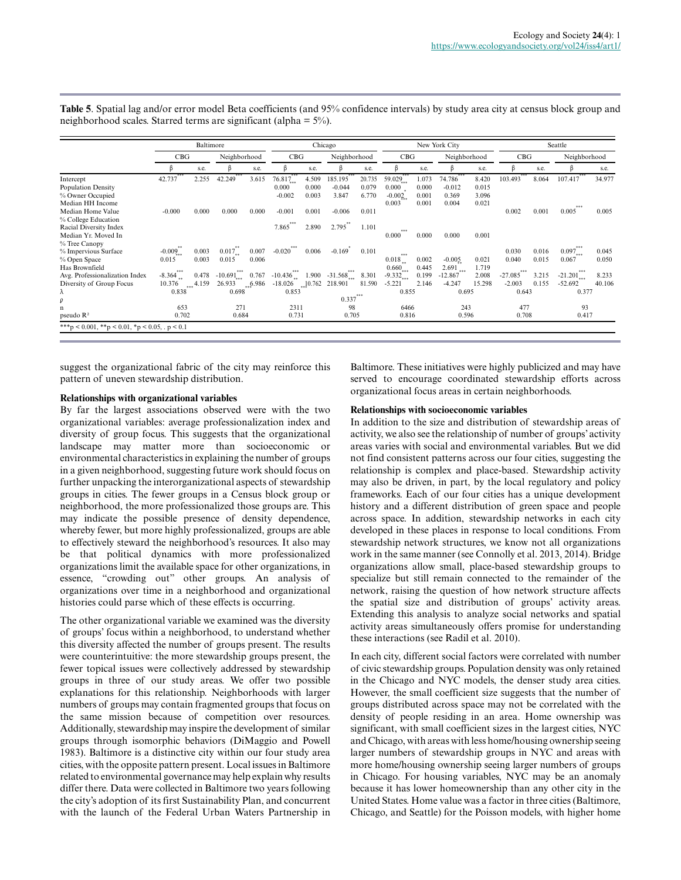**Table 5**. Spatial lag and/or error model Beta coefficients (and 95% confidence intervals) by study area city at census block group and neighborhood scales. Starred terms are significant (alpha = 5%).

| | Baltimore | | | | Chicago | | | | New York City | | | | Seattle | | | |
|---|---|---|---|---|---|---|---|---|---|---|---|---|---|---|---|---|
| | CBG | | Neighborhood | | CBG | | Neighborhood | | CBG | | Neighborhood | | CBG | | Neighborhood | |
| | β | s.e. | β | s.e. | β | s.e. | β | s.e. | β | s.e. | β | s.e. | β | s.e. | β | s.e. |
| Intercept | 42.737*** | 2.255 | 42.249*** | 3.615 | 76.817*** | 4.509 | 185.195*** | 20.735 | 59.029*** | 1.073 | 74.786*** | 8.420 | 103.493*** | 8.064 | 107.417*** | 34.977 |
| Population Density | | | | | 0.000*** | 0.000 | -0.044 | 0.079 | 0.000*** | 0.000 | -0.012 | 0.015 | | | | |
| % Owner Occupied | | | | | -0.002 | 0.003 | 3.847 | 6.770 | -0.002* | 0.001 | 0.369 | 3.096 | | | | |
| Median HH Income | | | | | | | | | 0.003*** | 0.001 | 0.004 | 0.021 | | | | |
| Median Home Value | -0.000 | 0.000 | 0.000 | 0.000 | -0.001 | 0.001 | -0.006 | 0.011 | | | | | 0.002 | 0.001 | 0.005*** | 0.005 |
| % College Education | | | | | | | | | | | | | | | | |
| Racial Diversity Index | | | | | 7.865*** | 2.890 | 2.795** | 1.101 | | | | | | | | |
| Median Yr. Moved In | | | | | | | | | 0.000*** | 0.000 | 0.000 | 0.001 | | | | |
| % Tree Canopy | | | | | | | | | | | | | | | | |
| % Impervious Surface | -0.009** | 0.003 | 0.017** | 0.007 | -0.020*** | 0.006 | -0.169* | 0.101 | | | | | 0.030 | 0.016 | 0.097*** | 0.045 |
| % Open Space | 0.015*** | 0.003 | 0.015** | 0.006 | | | | | 0.018*** | 0.002 | -0.005 | 0.021 | 0.040 | 0.015 | 0.067*** | 0.050 |
| Has Brownfield | | | | | | | | | 0.660** | 0.445 | 2.691** | 1.719 | | | | |
| Avg. Professionalization Index | -8.364*** | 0.478 | -10.691*** | 0.767 | -10.436*** | 1.900 | -31.568*** | 8.301 | -9.332*** | 0.199 | -12.867*** | 2.008 | -27.085*** | 3.215 | -21.201*** | 8.233 |
| Diversity of Group Focus | 10.376** | 4.159 | 26.933*** | 6.986 | -18.026** | 10.762 | 218.901*** | 81.590 | -5.221*** | 2.146 | -4.247 | 15.298 | -2.003 | 0.155 | -52.692*** | 40.106 |
| λ | 0.838 | | 0.698 | | 0.853 | | | | 0.855 | | 0.695 | | 0.643 | | 0.377 | |
| ρ | | | | | | | 0.337*** | | | | | | | | | |
| n | 653 | | 271 | | 2311 | | 98 | | 6466 | | 243 | | 477 | | 93 | |
| pseudo R² | 0.702 | | 0.684 | | 0.731 | | 0.705 | | 0.816 | | 0.596 | | 0.708 | | 0.417 | |

***p < 0.001, **p < 0.01, *p < 0.05, . p < 0.1

suggest the organizational fabric of the city may reinforce this pattern of uneven stewardship distribution.

### Relationships with organizational variables

By far the largest associations observed were with the two organizational variables: average professionalization index and diversity of group focus. This suggests that the organizational landscape may matter more than socioeconomic or environmental characteristics in explaining the number of groups in a given neighborhood, suggesting future work should focus on further unpacking the interorganizational aspects of stewardship groups in cities. The fewer groups in a Census block group or neighborhood, the more professionalized those groups are. This may indicate the possible presence of density dependence, whereby fewer, but more highly professionalized, groups are able to effectively steward the neighborhood's resources. It also may be that political dynamics with more professionalized organizations limit the available space for other organizations, in essence, "crowding out" other groups. An analysis of organizations over time in a neighborhood and organizational histories could parse which of these effects is occurring.

The other organizational variable we examined was the diversity of groups' focus within a neighborhood, to understand whether this diversity affected the number of groups present. The results were counterintuitive: the more stewardship groups present, the fewer topical issues were collectively addressed by stewardship groups in three of our study areas. We offer two possible explanations for this relationship. Neighborhoods with larger numbers of groups may contain fragmented groups that focus on the same mission because of competition over resources. Additionally, stewardship may inspire the development of similar groups through isomorphic behaviors (DiMaggio and Powell 1983). Baltimore is a distinctive city within our four study area cities, with the opposite pattern present. Local issues in Baltimore related to environmental governance may help explain why results differ there. Data were collected in Baltimore two years following the city's adoption of its first Sustainability Plan, and concurrent with the launch of the Federal Urban Waters Partnership in Baltimore. These initiatives were highly publicized and may have served to encourage coordinated stewardship efforts across organizational focus areas in certain neighborhoods.

### Relationships with socioeconomic variables

In addition to the size and distribution of stewardship areas of activity, we also see the relationship of number of groups' activity areas varies with social and environmental variables. But we did not find consistent patterns across our four cities, suggesting the relationship is complex and place-based. Stewardship activity may also be driven, in part, by the local regulatory and policy frameworks. Each of our four cities has a unique development history and a different distribution of green space and people across space. In addition, stewardship networks in each city developed in these places in response to local conditions. From stewardship network structures, we know not all organizations work in the same manner (see Connolly et al. 2013, 2014). Bridge organizations allow small, place-based stewardship groups to specialize but still remain connected to the remainder of the network, raising the question of how network structure affects the spatial size and distribution of groups' activity areas. Extending this analysis to analyze social networks and spatial activity areas simultaneously offers promise for understanding these interactions (see Radil et al. 2010).

In each city, different social factors were correlated with number of civic stewardship groups. Population density was only retained in the Chicago and NYC models, the denser study area cities. However, the small coefficient size suggests that the number of groups distributed across space may not be correlated with the density of people residing in an area. Home ownership was significant, with small coefficient sizes in the largest cities, NYC and Chicago, with areas with less home/housing ownership seeing larger numbers of stewardship groups in NYC and areas with more home/housing ownership seeing larger numbers of groups in Chicago. For housing variables, NYC may be an anomaly because it has lower homeownership than any other city in the United States. Home value was a factor in three cities (Baltimore, Chicago, and Seattle) for the Poisson models, with higher home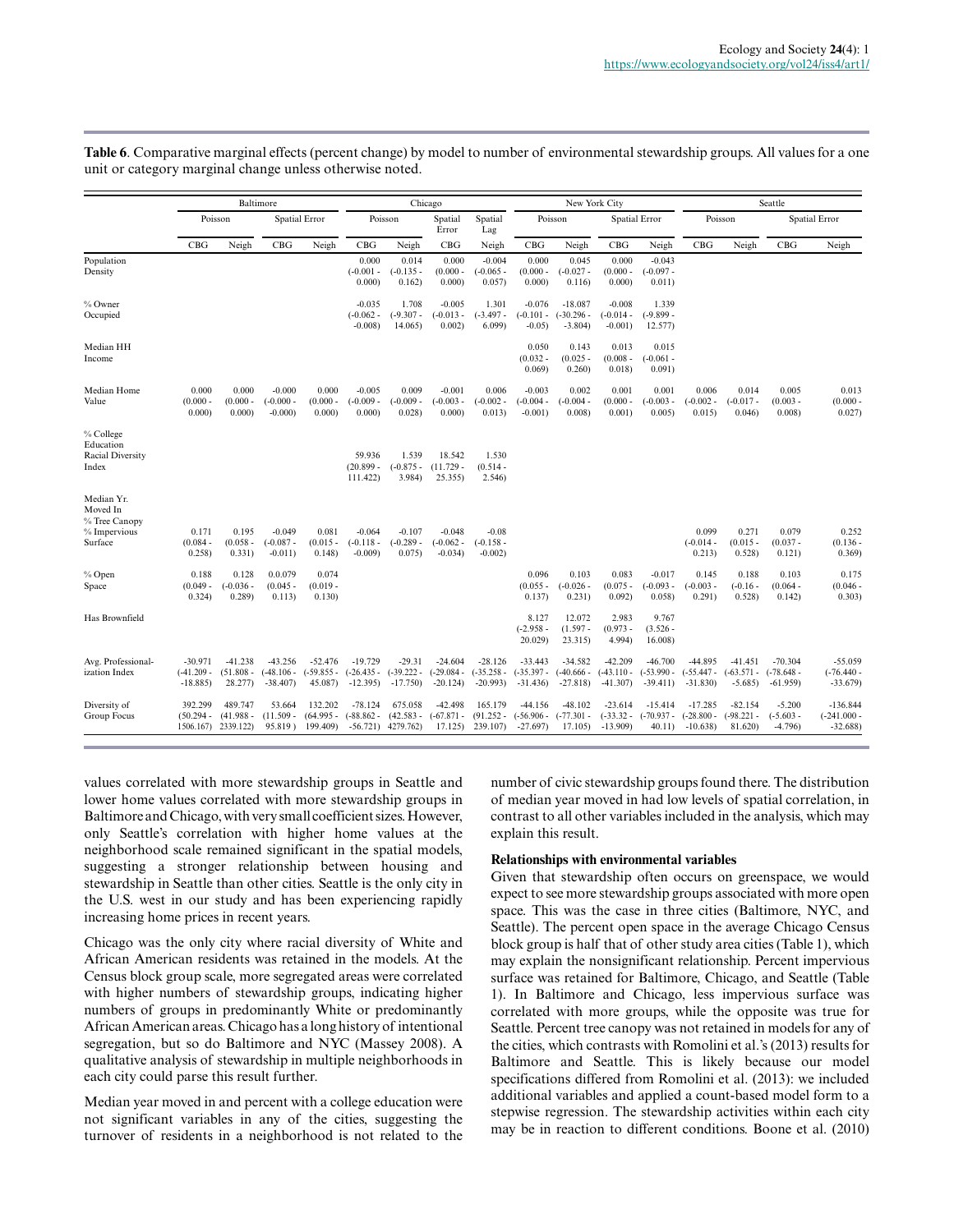**Table 6**. Comparative marginal effects (percent change) by model to number of environmental stewardship groups. All values for a one unit or category marginal change unless otherwise noted.

| | Baltimore | | | | Chicago | | | | New York City | | | | Seattle | | | |
|---|---|---|---|---|---|---|---|---|---|---|---|---|---|---|---|---|
| | Poisson | | Spatial Error | | Poisson | | Spatial Error | Spatial Lag | Poisson | | Spatial Error | | Poisson | | Spatial Error | |
| | CBG | Neigh | CBG | Neigh | CBG | Neigh | CBG | Neigh | CBG | Neigh | CBG | Neigh | CBG | Neigh | CBG | Neigh |
| Population Density | | | | | 0.000 (-0.001 - 0.000) | 0.014 (-0.135 - 0.162) | 0.000 (0.000 - 0.000) | -0.004 (-0.065 - 0.057) | 0.000 (0.000 - 0.000) | 0.045 (-0.027 - 0.116) | 0.000 (0.000 - 0.000) | -0.043 (-0.097 - 0.011) | | | | |
| % Owner Occupied | | | | | -0.035 (-0.062 - -0.008) | 1.708 (-9.307 - 14.065) | -0.005 (-0.013 - 0.002) | 1.301 (-3.497 - 6.099) | -0.076 (-0.101 - -0.05) | -18.087 (-30.296 - -3.804) | -0.008 (-0.014 - -0.001) | 1.339 (-9.899 - 12.577) | | | | |
| Median HH Income | | | | | | | | | 0.050 (0.032 - 0.069) | 0.143 (0.025 - 0.260) | 0.013 (0.008 - 0.018) | 0.015 (-0.061 - 0.091) | | | | |
| Median Home Value | 0.000 (0.000 - 0.000) | 0.000 (0.000 - 0.000) | -0.000 (-0.000 - -0.000) | 0.000 (0.000 - 0.000) | -0.005 (-0.009 - 0.000) | 0.009 (-0.009 - 0.028) | -0.001 (-0.003 - 0.000) | 0.006 (-0.002 - 0.013) | -0.003 (-0.004 - -0.001) | 0.002 (-0.004 - 0.008) | 0.001 (0.000 - 0.001) | 0.001 (-0.003 - 0.005) | 0.006 (-0.002 - 0.015) | 0.014 (-0.017 - 0.046) | 0.005 (0.003 - 0.008) | 0.013 (0.000 - 0.027) |
| % College Education | | | | | | | | | | | | | | | | |
| Racial Diversity Index | | | | | 59.936 (20.899 - 111.422) | 1.539 (-0.875 - 3.984) | 18.542 (11.729 - 25.355) | 1.530 (0.514 - 2.546) | | | | | | | | |
| Median Yr. Moved In | | | | | | | | | | | | | | | | |
| % Tree Canopy | | | | | | | | | | | | | | | | |
| % Impervious Surface | 0.171 (0.084 - 0.258) | 0.195 (0.058 - 0.331) | -0.049 (-0.087 - -0.011) | 0.081 (0.015 - 0.148) | -0.064 (-0.118 - -0.009) | -0.107 (-0.289 - 0.075) | -0.048 (-0.062 - -0.034) | -0.08 (-0.158 - -0.002) | | | | | 0.099 (-0.014 - 0.213) | 0.271 (0.015 - 0.528) | 0.079 (0.037 - 0.121) | 0.252 (0.136 - 0.369) |
| % Open Space | 0.188 (0.049 - 0.324) | 0.128 (-0.036 - 0.289) | 0.0.079 (0.045 - 0.113) | 0.074 (0.019 - 0.130) | | | | | 0.096 (0.055 - 0.137) | 0.103 (-0.026 - 0.231) | 0.083 (0.075 - 0.092) | -0.017 (-0.093 - 0.058) | 0.145 (-0.003 - 0.291) | 0.188 (-0.16 - 0.528) | 0.103 (0.064 - 0.142) | 0.175 (0.046 - 0.303) |
| Has Brownfield | | | | | | | | | 8.127 (-2.958 - 20.029) | 12.072 (1.597 - 23.315) | 2.983 (0.973 - 4.994) | 9.767 (3.526 - 16.008) | | | | |
| Avg. Professional-ization Index | -30.971 (-41.209 - -18.885) | -41.238 (51.808 - 28.277) | -43.256 (-48.106 - -38.407) | -52.476 (-59.855 - 45.087) | -19.729 (-26.435 - -12.395) | -29.31 (-39.222 - -17.750) | -24.604 (-29.084 - -20.124) | -28.126 (-35.258 - -20.993) | -33.443 (-35.397 - -31.436) | -34.582 (-40.666 - -27.818) | -42.209 (-43.110 - -41.307) | -46.700 (-53.990 - -39.411) | -44.895 (-55.447 - -31.830) | -41.451 (-63.571 - -5.685) | -70.304 (-78.648 - -61.959) | -55.059 (-76.440 - -33.679) |
| Diversity of Group Focus | 392.299 (50.294 - 1506.167) | 489.747 (41.988 - 2339.122) | 53.664 (11.509 - 95.819 ) | 132.202 (64.995 - 199.409) | -78.124 (-88.862 - -56.721) | 675.058 (42.583 - 4279.762) | -42.498 (-67.871 - 17.125) | 165.179 (91.252 - 239.107) | -44.156 (-56.906 - -27.697) | -48.102 (-77.301 - 17.105) | -23.614 (-33.32 - -13.909) | -15.414 (-70.937 - 40.11) | -17.285 (-28.800 - -10.638) | -82.154 (-98.221 - 81.620) | -5.200 (-5.603 - -4.796) | -136.844 (-241.000 - -32.688) |

values correlated with more stewardship groups in Seattle and lower home values correlated with more stewardship groups in Baltimore and Chicago, with very small coefficient sizes. However, only Seattle's correlation with higher home values at the neighborhood scale remained significant in the spatial models, suggesting a stronger relationship between housing and stewardship in Seattle than other cities. Seattle is the only city in the U.S. west in our study and has been experiencing rapidly increasing home prices in recent years.

Chicago was the only city where racial diversity of White and African American residents was retained in the models. At the Census block group scale, more segregated areas were correlated with higher numbers of stewardship groups, indicating higher numbers of groups in predominantly White or predominantly African American areas. Chicago has a long history of intentional segregation, but so do Baltimore and NYC (Massey 2008). A qualitative analysis of stewardship in multiple neighborhoods in each city could parse this result further.

Median year moved in and percent with a college education were not significant variables in any of the cities, suggesting the turnover of residents in a neighborhood is not related to the number of civic stewardship groups found there. The distribution of median year moved in had low levels of spatial correlation, in contrast to all other variables included in the analysis, which may explain this result.

### Relationships with environmental variables

Given that stewardship often occurs on greenspace, we would expect to see more stewardship groups associated with more open space. This was the case in three cities (Baltimore, NYC, and Seattle). The percent open space in the average Chicago Census block group is half that of other study area cities (Table 1), which may explain the nonsignificant relationship. Percent impervious surface was retained for Baltimore, Chicago, and Seattle (Table 1). In Baltimore and Chicago, less impervious surface was correlated with more groups, while the opposite was true for Seattle. Percent tree canopy was not retained in models for any of the cities, which contrasts with Romolini et al.'s (2013) results for Baltimore and Seattle. This is likely because our model specifications differed from Romolini et al. (2013): we included additional variables and applied a count-based model form to a stepwise regression. The stewardship activities within each city may be in reaction to different conditions. Boone et al. (2010)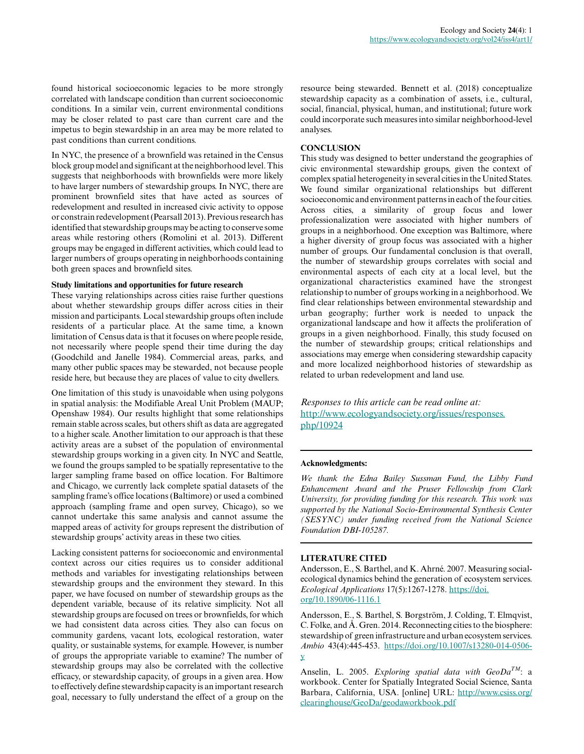found historical socioeconomic legacies to be more strongly correlated with landscape condition than current socioeconomic conditions. In a similar vein, current environmental conditions may be closer related to past care than current care and the impetus to begin stewardship in an area may be more related to past conditions than current conditions.

In NYC, the presence of a brownfield was retained in the Census block group model and significant at the neighborhood level. This suggests that neighborhoods with brownfields were more likely to have larger numbers of stewardship groups. In NYC, there are prominent brownfield sites that have acted as sources of redevelopment and resulted in increased civic activity to oppose or constrain redevelopment (Pearsall 2013). Previous research has identified that stewardship groups may be acting to conserve some areas while restoring others (Romolini et al. 2013). Different groups may be engaged in different activities, which could lead to larger numbers of groups operating in neighborhoods containing both green spaces and brownfield sites.

### Study limitations and opportunities for future research

These varying relationships across cities raise further questions about whether stewardship groups differ across cities in their mission and participants. Local stewardship groups often include residents of a particular place. At the same time, a known limitation of Census data is that it focuses on where people reside, not necessarily where people spend their time during the day (Goodchild and Janelle 1984). Commercial areas, parks, and many other public spaces may be stewarded, not because people reside here, but because they are places of value to city dwellers.

One limitation of this study is unavoidable when using polygons in spatial analysis: the Modifiable Areal Unit Problem (MAUP; Openshaw 1984). Our results highlight that some relationships remain stable across scales, but others shift as data are aggregated to a higher scale. Another limitation to our approach is that these activity areas are a subset of the population of environmental stewardship groups working in a given city. In NYC and Seattle, we found the groups sampled to be spatially representative to the larger sampling frame based on office location. For Baltimore and Chicago, we currently lack complete spatial datasets of the sampling frame's office locations (Baltimore) or used a combined approach (sampling frame and open survey, Chicago), so we cannot undertake this same analysis and cannot assume the mapped areas of activity for groups represent the distribution of stewardship groups' activity areas in these two cities.

Lacking consistent patterns for socioeconomic and environmental context across our cities requires us to consider additional methods and variables for investigating relationships between stewardship groups and the environment they steward. In this paper, we have focused on number of stewardship groups as the dependent variable, because of its relative simplicity. Not all stewardship groups are focused on trees or brownfields, for which we had consistent data across cities. They also can focus on community gardens, vacant lots, ecological restoration, water quality, or sustainable systems, for example. However, is number of groups the appropriate variable to examine? The number of stewardship groups may also be correlated with the collective efficacy, or stewardship capacity, of groups in a given area. How to effectively define stewardship capacity is an important research goal, necessary to fully understand the effect of a group on the resource being stewarded. Bennett et al. (2018) conceptualize stewardship capacity as a combination of assets, i.e., cultural, social, financial, physical, human, and institutional; future work could incorporate such measures into similar neighborhood-level analyses.

## CONCLUSION

This study was designed to better understand the geographies of civic environmental stewardship groups, given the context of complex spatial heterogeneity in several cities in the United States. We found similar organizational relationships but different socioeconomic and environment patterns in each of the four cities. Across cities, a similarity of group focus and lower professionalization were associated with higher numbers of groups in a neighborhood. One exception was Baltimore, where a higher diversity of group focus was associated with a higher number of groups. Our fundamental conclusion is that overall, the number of stewardship groups correlates with social and environmental aspects of each city at a local level, but the organizational characteristics examined have the strongest relationship to number of groups working in a neighborhood. We find clear relationships between environmental stewardship and urban geography; further work is needed to unpack the organizational landscape and how it affects the proliferation of groups in a given neighborhood. Finally, this study focused on the number of stewardship groups; critical relationships and associations may emerge when considering stewardship capacity and more localized neighborhood histories of stewardship as related to urban redevelopment and land use.

*Responses to this article can be read online at:* http://www.ecologyandsociety.org/issues/responses.php/10924

---

**Acknowledgments:**

*We thank the Edna Bailey Sussman Fund, the Libby Fund Enhancement Award and the Pruser Fellowship from Clark University, for providing funding for this research. This work was supported by the National Socio-Environmental Synthesis Center (SESYNC) under funding received from the National Science Foundation DBI-105287.*

---

## LITERATURE CITED

Andersson, E., S. Barthel, and K. Ahrné. 2007. Measuring social-ecological dynamics behind the generation of ecosystem services. *Ecological Applications* 17(5):1267-1278. https://doi.org/10.1890/06-1116.1

Andersson, E., S. Barthel, S. Borgström, J. Colding, T. Elmqvist, C. Folke, and Å. Gren. 2014. Reconnecting cities to the biosphere: stewardship of green infrastructure and urban ecosystem services. *Ambio* 43(4):445-453. https://doi.org/10.1007/s13280-014-0506-y

Anselin, L. 2005. *Exploring spatial data with GeoDa*$^{TM}$: a workbook. Center for Spatially Integrated Social Science, Santa Barbara, California, USA. [online] URL: http://www.csiss.org/clearinghouse/GeoDa/geodaworkbook.pdf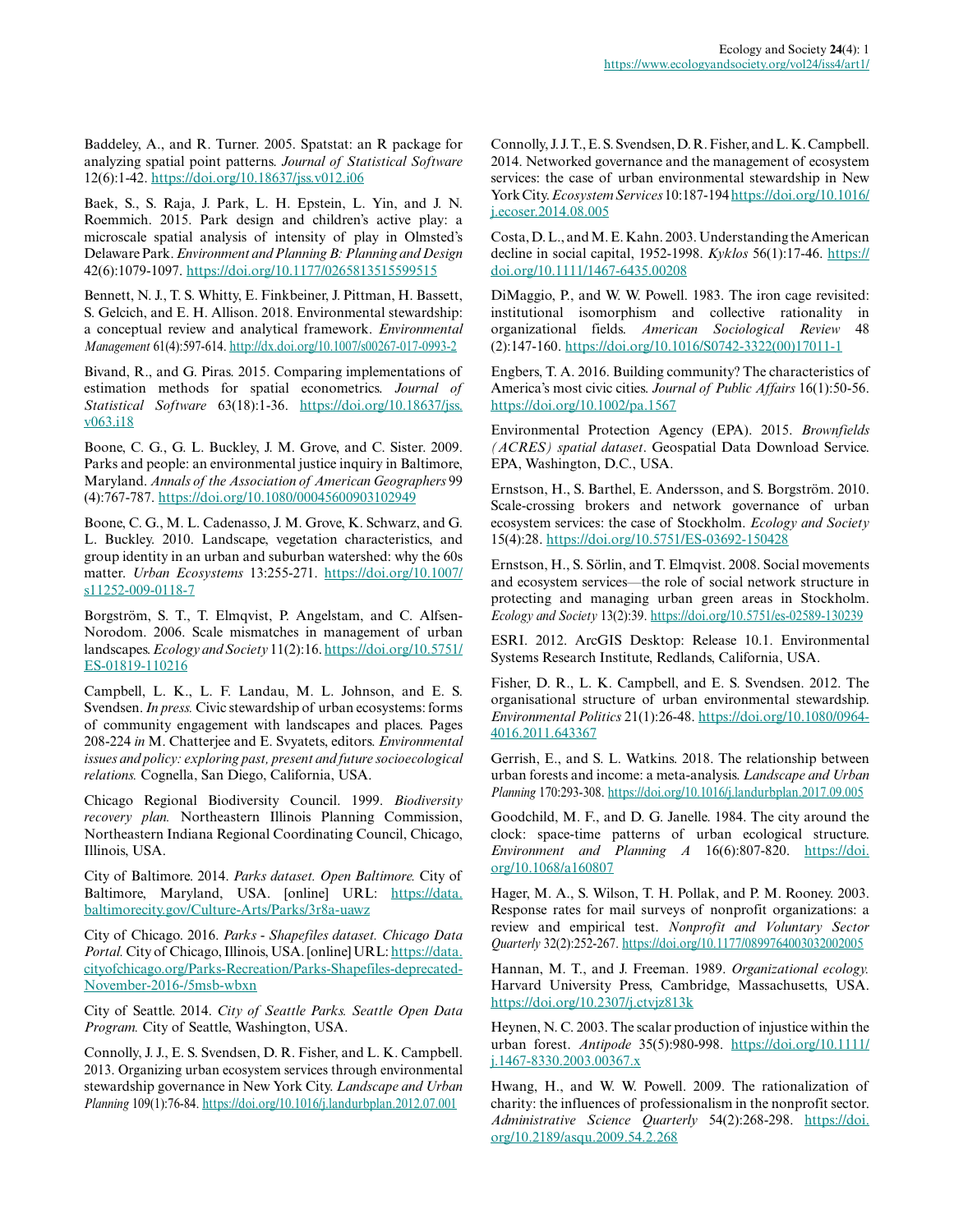Baddeley, A., and R. Turner. 2005. Spatstat: an R package for analyzing spatial point patterns. *Journal of Statistical Software* 12(6):1-42. https://doi.org/10.18637/jss.v012.i06

Baek, S., S. Raja, J. Park, L. H. Epstein, L. Yin, and J. N. Roemmich. 2015. Park design and children's active play: a microscale spatial analysis of intensity of play in Olmsted's Delaware Park. *Environment and Planning B: Planning and Design* 42(6):1079-1097. https://doi.org/10.1177/0265813515599515

Bennett, N. J., T. S. Whitty, E. Finkbeiner, J. Pittman, H. Bassett, S. Gelcich, and E. H. Allison. 2018. Environmental stewardship: a conceptual review and analytical framework. *Environmental Management* 61(4):597-614. http://dx.doi.org/10.1007/s00267-017-0993-2

Bivand, R., and G. Piras. 2015. Comparing implementations of estimation methods for spatial econometrics. *Journal of Statistical Software* 63(18):1-36. https://doi.org/10.18637/jss.v063.i18

Boone, C. G., G. L. Buckley, J. M. Grove, and C. Sister. 2009. Parks and people: an environmental justice inquiry in Baltimore, Maryland. *Annals of the Association of American Geographers* 99(4):767-787. https://doi.org/10.1080/00045600903102949

Boone, C. G., M. L. Cadenasso, J. M. Grove, K. Schwarz, and G. L. Buckley. 2010. Landscape, vegetation characteristics, and group identity in an urban and suburban watershed: why the 60s matter. *Urban Ecosystems* 13:255-271. https://doi.org/10.1007/s11252-009-0118-7

Borgström, S. T., T. Elmqvist, P. Angelstam, and C. Alfsen-Norodom. 2006. Scale mismatches in management of urban landscapes. *Ecology and Society* 11(2):16. https://doi.org/10.5751/ES-01819-110216

Campbell, L. K., L. F. Landau, M. L. Johnson, and E. S. Svendsen. *In press.* Civic stewardship of urban ecosystems: forms of community engagement with landscapes and places. Pages 208-224 *in* M. Chatterjee and E. Svyatets, editors. *Environmental issues and policy: exploring past, present and future socioecological relations.* Cognella, San Diego, California, USA.

Chicago Regional Biodiversity Council. 1999. *Biodiversity recovery plan.* Northeastern Illinois Planning Commission, Northeastern Indiana Regional Coordinating Council, Chicago, Illinois, USA.

City of Baltimore. 2014. *Parks dataset. Open Baltimore.* City of Baltimore, Maryland, USA. [online] URL: https://data.baltimorecity.gov/Culture-Arts/Parks/3r8a-uawz

City of Chicago. 2016. *Parks - Shapefiles dataset. Chicago Data Portal.* City of Chicago, Illinois, USA. [online] URL: https://data.cityofchicago.org/Parks-Recreation/Parks-Shapefiles-deprecated-November-2016-/5msb-wbxn

City of Seattle. 2014. *City of Seattle Parks. Seattle Open Data Program.* City of Seattle, Washington, USA.

Connolly, J. J., E. S. Svendsen, D. R. Fisher, and L. K. Campbell. 2013. Organizing urban ecosystem services through environmental stewardship governance in New York City. *Landscape and Urban Planning* 109(1):76-84. https://doi.org/10.1016/j.landurbplan.2012.07.001

Connolly, J. J. T., E. S. Svendsen, D. R. Fisher, and L. K. Campbell. 2014. Networked governance and the management of ecosystem services: the case of urban environmental stewardship in New York City. *Ecosystem Services* 10:187-194 https://doi.org/10.1016/j.ecoser.2014.08.005

Costa, D. L., and M. E. Kahn. 2003. Understanding the American decline in social capital, 1952-1998. *Kyklos* 56(1):17-46. https://doi.org/10.1111/1467-6435.00208

DiMaggio, P., and W. W. Powell. 1983. The iron cage revisited: institutional isomorphism and collective rationality in organizational fields. *American Sociological Review* 48(2):147-160. https://doi.org/10.1016/S0742-3322(00)17011-1

Engbers, T. A. 2016. Building community? The characteristics of America's most civic cities. *Journal of Public Affairs* 16(1):50-56. https://doi.org/10.1002/pa.1567

Environmental Protection Agency (EPA). 2015. *Brownfields (ACRES) spatial dataset*. Geospatial Data Download Service. EPA, Washington, D.C., USA.

Ernstson, H., S. Barthel, E. Andersson, and S. Borgström. 2010. Scale-crossing brokers and network governance of urban ecosystem services: the case of Stockholm. *Ecology and Society* 15(4):28. https://doi.org/10.5751/ES-03692-150428

Ernstson, H., S. Sörlin, and T. Elmqvist. 2008. Social movements and ecosystem services—the role of social network structure in protecting and managing urban green areas in Stockholm. *Ecology and Society* 13(2):39. https://doi.org/10.5751/es-02589-130239

ESRI. 2012. ArcGIS Desktop: Release 10.1. Environmental Systems Research Institute, Redlands, California, USA.

Fisher, D. R., L. K. Campbell, and E. S. Svendsen. 2012. The organisational structure of urban environmental stewardship. *Environmental Politics* 21(1):26-48. https://doi.org/10.1080/0964-4016.2011.643367

Gerrish, E., and S. L. Watkins. 2018. The relationship between urban forests and income: a meta-analysis. *Landscape and Urban Planning* 170:293-308. https://doi.org/10.1016/j.landurbplan.2017.09.005

Goodchild, M. F., and D. G. Janelle. 1984. The city around the clock: space-time patterns of urban ecological structure. *Environment and Planning A* 16(6):807-820. https://doi.org/10.1068/a160807

Hager, M. A., S. Wilson, T. H. Pollak, and P. M. Rooney. 2003. Response rates for mail surveys of nonprofit organizations: a review and empirical test. *Nonprofit and Voluntary Sector Quarterly* 32(2):252-267. https://doi.org/10.1177/0899764003032002005

Hannan, M. T., and J. Freeman. 1989. *Organizational ecology.* Harvard University Press, Cambridge, Massachusetts, USA. https://doi.org/10.2307/j.ctvjz813k

Heynen, N. C. 2003. The scalar production of injustice within the urban forest. *Antipode* 35(5):980-998. https://doi.org/10.1111/j.1467-8330.2003.00367.x

Hwang, H., and W. W. Powell. 2009. The rationalization of charity: the influences of professionalism in the nonprofit sector. *Administrative Science Quarterly* 54(2):268-298. https://doi.org/10.2189/asqu.2009.54.2.268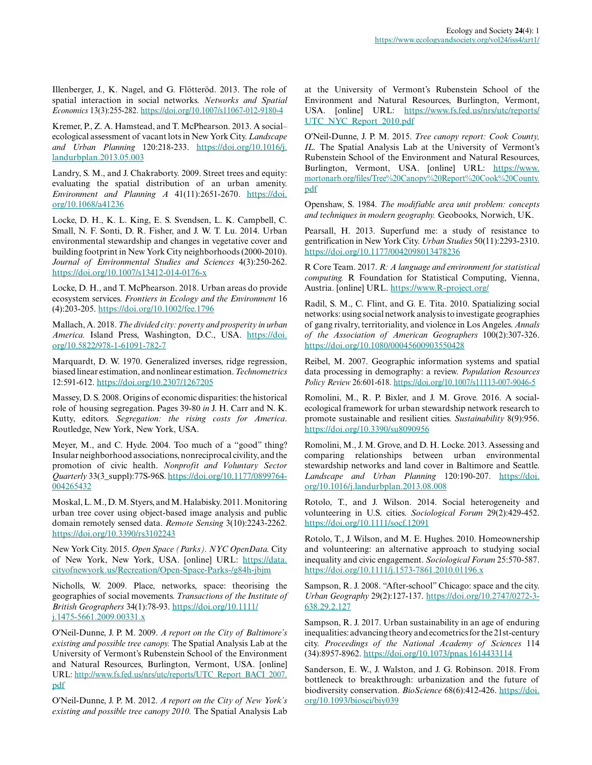Illenberger, J., K. Nagel, and G. Flötteröd. 2013. The role of spatial interaction in social networks. *Networks and Spatial Economics* 13(3):255-282. https://doi.org/10.1007/s11067-012-9180-4

Kremer, P., Z. A. Hamstead, and T. McPhearson. 2013. A social–ecological assessment of vacant lots in New York City. *Landscape and Urban Planning* 120:218-233. https://doi.org/10.1016/j.landurbplan.2013.05.003

Landry, S. M., and J. Chakraborty. 2009. Street trees and equity: evaluating the spatial distribution of an urban amenity. *Environment and Planning A* 41(11):2651-2670. https://doi.org/10.1068/a41236

Locke, D. H., K. L. King, E. S. Svendsen, L. K. Campbell, C. Small, N. F. Sonti, D. R. Fisher, and J. W. T. Lu. 2014. Urban environmental stewardship and changes in vegetative cover and building footprint in New York City neighborhoods (2000-2010). *Journal of Environmental Studies and Sciences* 4(3):250-262. https://doi.org/10.1007/s13412-014-0176-x

Locke, D. H., and T. McPhearson. 2018. Urban areas do provide ecosystem services. *Frontiers in Ecology and the Environment* 16 (4):203-205. https://doi.org/10.1002/fee.1796

Mallach, A. 2018. *The divided city: poverty and prosperity in urban America.* Island Press, Washington, D.C., USA. https://doi.org/10.5822/978-1-61091-782-7

Marquardt, D. W. 1970. Generalized inverses, ridge regression, biased linear estimation, and nonlinear estimation. *Technometrics* 12:591-612. https://doi.org/10.2307/1267205

Massey, D. S. 2008. Origins of economic disparities: the historical role of housing segregation. Pages 39-80 *in* J. H. Carr and N. K. Kutty, editors. *Segregation: the rising costs for America*. Routledge, New York, New York, USA.

Meyer, M., and C. Hyde. 2004. Too much of a "good" thing? Insular neighborhood associations, nonreciprocal civility, and the promotion of civic health. *Nonprofit and Voluntary Sector Quarterly* 33(3_suppl):77S-96S. https://doi.org/10.1177/0899764004265432

Moskal, L. M., D. M. Styers, and M. Halabisky. 2011. Monitoring urban tree cover using object-based image analysis and public domain remotely sensed data. *Remote Sensing* 3(10):2243-2262. https://doi.org/10.3390/rs3102243

New York City. 2015. *Open Space (Parks). NYC OpenData.* City of New York, New York, USA. [online] URL: https://data.cityofnewyork.us/Recreation/Open-Space-Parks-/g84h-jbjm

Nicholls, W. 2009. Place, networks, space: theorising the geographies of social movements. *Transactions of the Institute of British Geographers* 34(1):78-93. https://doi.org/10.1111/j.1475-5661.2009.00331.x

O'Neil-Dunne, J. P. M. 2009. *A report on the City of Baltimore's existing and possible tree canopy.* The Spatial Analysis Lab at the University of Vermont's Rubenstein School of the Environment and Natural Resources, Burlington, Vermont, USA. [online] URL: http://www.fs.fed.us/nrs/utc/reports/UTC_Report_BACI_2007.pdf

O'Neil-Dunne, J. P. M. 2012. *A report on the City of New York's existing and possible tree canopy 2010.* The Spatial Analysis Lab at the University of Vermont's Rubenstein School of the Environment and Natural Resources, Burlington, Vermont, USA. [online] URL: https://www.fs.fed.us/nrs/utc/reports/UTC_NYC_Report_2010.pdf

O'Neil-Dunne, J. P. M. 2015. *Tree canopy report: Cook County, IL.* The Spatial Analysis Lab at the University of Vermont's Rubenstein School of the Environment and Natural Resources, Burlington, Vermont, USA. [online] URL: https://www.mortonarb.org/files/Tree%20Canopy%20Report%20Cook%20County.pdf

Openshaw, S. 1984. *The modifiable area unit problem: concepts and techniques in modern geography.* Geobooks, Norwich, UK.

Pearsall, H. 2013. Superfund me: a study of resistance to gentrification in New York City. *Urban Studies* 50(11):2293-2310. https://doi.org/10.1177/0042098013478236

R Core Team. 2017. *R: A language and environment for statistical computing.* R Foundation for Statistical Computing, Vienna, Austria. [online] URL. https://www.R-project.org/

Radil, S. M., C. Flint, and G. E. Tita. 2010. Spatializing social networks: using social network analysis to investigate geographies of gang rivalry, territoriality, and violence in Los Angeles. *Annals of the Association of American Geographers* 100(2):307-326. https://doi.org/10.1080/00045600903550428

Reibel, M. 2007. Geographic information systems and spatial data processing in demography: a review. *Population Resources Policy Review* 26:601-618. https://doi.org/10.1007/s11113-007-9046-5

Romolini, M., R. P. Bixler, and J. M. Grove. 2016. A social-ecological framework for urban stewardship network research to promote sustainable and resilient cities. *Sustainability* 8(9):956. https://doi.org/10.3390/su8090956

Romolini, M., J. M. Grove, and D. H. Locke. 2013. Assessing and comparing relationships between urban environmental stewardship networks and land cover in Baltimore and Seattle. *Landscape and Urban Planning* 120:190-207. https://doi.org/10.1016/j.landurbplan.2013.08.008

Rotolo, T., and J. Wilson. 2014. Social heterogeneity and volunteering in U.S. cities. *Sociological Forum* 29(2):429-452. https://doi.org/10.1111/socf.12091

Rotolo, T., J. Wilson, and M. E. Hughes. 2010. Homeownership and volunteering: an alternative approach to studying social inequality and civic engagement. *Sociological Forum* 25:570-587. https://doi.org/10.1111/j.1573-7861.2010.01196.x

Sampson, R. J. 2008. "After-school" Chicago: space and the city. *Urban Geography* 29(2):127-137. https://doi.org/10.2747/0272-3-638.29.2.127

Sampson, R. J. 2017. Urban sustainability in an age of enduring inequalities: advancing theory and ecometrics for the 21st-century city. *Proceedings of the National Academy of Sciences* 114 (34):8957-8962. https://doi.org/10.1073/pnas.1614433114

Sanderson, E. W., J. Walston, and J. G. Robinson. 2018. From bottleneck to breakthrough: urbanization and the future of biodiversity conservation. *BioScience* 68(6):412-426. https://doi.org/10.1093/biosci/biy039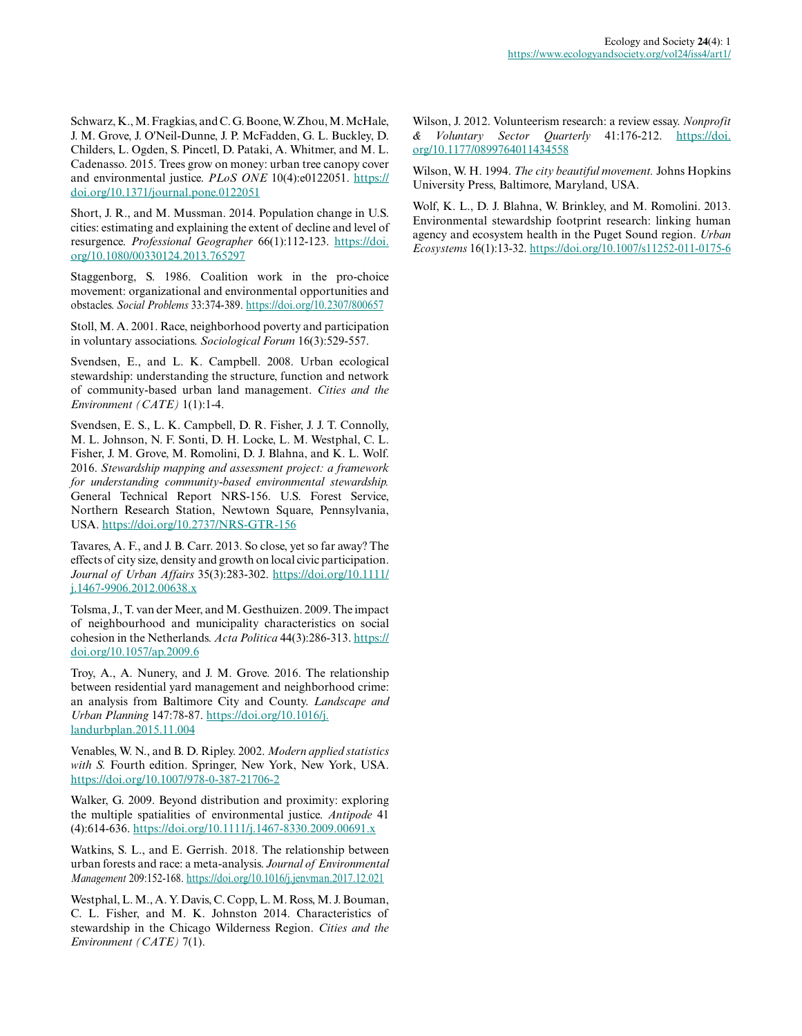Schwarz, K., M. Fragkias, and C. G. Boone, W. Zhou, M. McHale, J. M. Grove, J. O'Neil-Dunne, J. P. McFadden, G. L. Buckley, D. Childers, L. Ogden, S. Pincetl, D. Pataki, A. Whitmer, and M. L. Cadenasso. 2015. Trees grow on money: urban tree canopy cover and environmental justice. *PLoS ONE* 10(4):e0122051. https://doi.org/10.1371/journal.pone.0122051

Short, J. R., and M. Mussman. 2014. Population change in U.S. cities: estimating and explaining the extent of decline and level of resurgence. *Professional Geographer* 66(1):112-123. https://doi.org/10.1080/00330124.2013.765297

Staggenborg, S. 1986. Coalition work in the pro-choice movement: organizational and environmental opportunities and obstacles. *Social Problems* 33:374-389. https://doi.org/10.2307/800657

Stoll, M. A. 2001. Race, neighborhood poverty and participation in voluntary associations. *Sociological Forum* 16(3):529-557.

Svendsen, E., and L. K. Campbell. 2008. Urban ecological stewardship: understanding the structure, function and network of community-based urban land management. *Cities and the Environment (CATE)* 1(1):1-4.

Svendsen, E. S., L. K. Campbell, D. R. Fisher, J. J. T. Connolly, M. L. Johnson, N. F. Sonti, D. H. Locke, L. M. Westphal, C. L. Fisher, J. M. Grove, M. Romolini, D. J. Blahna, and K. L. Wolf. 2016. *Stewardship mapping and assessment project: a framework for understanding community-based environmental stewardship.* General Technical Report NRS-156. U.S. Forest Service, Northern Research Station, Newtown Square, Pennsylvania, USA. https://doi.org/10.2737/NRS-GTR-156

Tavares, A. F., and J. B. Carr. 2013. So close, yet so far away? The effects of city size, density and growth on local civic participation. *Journal of Urban Affairs* 35(3):283-302. https://doi.org/10.1111/j.1467-9906.2012.00638.x

Tolsma, J., T. van der Meer, and M. Gesthuizen. 2009. The impact of neighbourhood and municipality characteristics on social cohesion in the Netherlands. *Acta Politica* 44(3):286-313. https://doi.org/10.1057/ap.2009.6

Troy, A., A. Nunery, and J. M. Grove. 2016. The relationship between residential yard management and neighborhood crime: an analysis from Baltimore City and County. *Landscape and Urban Planning* 147:78-87. https://doi.org/10.1016/j.landurbplan.2015.11.004

Venables, W. N., and B. D. Ripley. 2002. *Modern applied statistics with S.* Fourth edition. Springer, New York, New York, USA. https://doi.org/10.1007/978-0-387-21706-2

Walker, G. 2009. Beyond distribution and proximity: exploring the multiple spatialities of environmental justice. *Antipode* 41 (4):614-636. https://doi.org/10.1111/j.1467-8330.2009.00691.x

Watkins, S. L., and E. Gerrish. 2018. The relationship between urban forests and race: a meta-analysis. *Journal of Environmental Management* 209:152-168. https://doi.org/10.1016/j.jenvman.2017.12.021

Westphal, L. M., A. Y. Davis, C. Copp, L. M. Ross, M. J. Bouman, C. L. Fisher, and M. K. Johnston 2014. Characteristics of stewardship in the Chicago Wilderness Region. *Cities and the Environment (CATE)* 7(1).

Wilson, J. 2012. Volunteerism research: a review essay. *Nonprofit & Voluntary Sector Quarterly* 41:176-212. https://doi.org/10.1177/0899764011434558

Wilson, W. H. 1994. *The city beautiful movement.* Johns Hopkins University Press, Baltimore, Maryland, USA.

Wolf, K. L., D. J. Blahna, W. Brinkley, and M. Romolini. 2013. Environmental stewardship footprint research: linking human agency and ecosystem health in the Puget Sound region. *Urban Ecosystems* 16(1):13-32. https://doi.org/10.1007/s11252-011-0175-6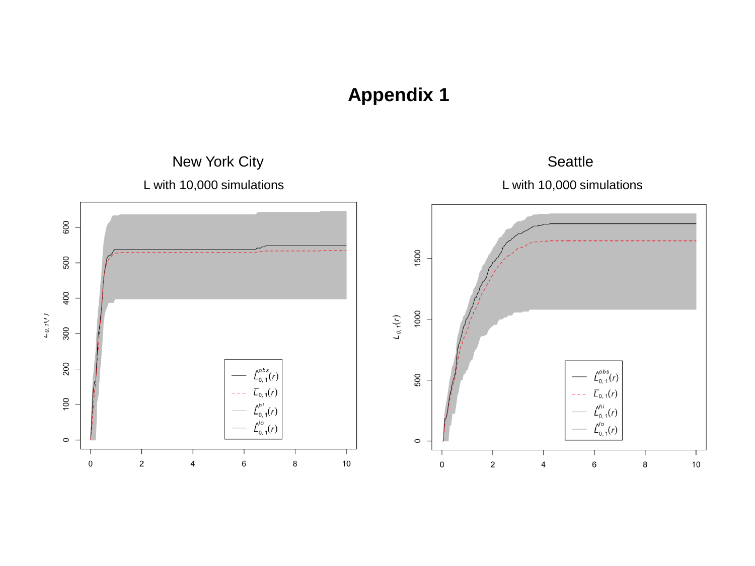# Appendix 1

New York City

L with 10,000 simulations

$L_{0,1}(r)$

0
100
200
300
400
500
600

0
2
4
6
8
10

$\hat{L}^{obs}_{0,1}(r)$

$\bar{L}_{0,1}(r)$

$\hat{L}^{hi}_{0,1}(r)$

$\hat{L}^{lo}_{0,1}(r)$

Seattle

L with 10,000 simulations

$L_{0,1}(r)$

0
500
1000
1500

0
2
4
6
8
10

$\hat{L}^{obs}_{0,1}(r)$

$\bar{L}_{0,1}(r)$

$\hat{L}^{hi}_{0,1}(r)$

$\hat{L}^{lo}_{0,1}(r)$